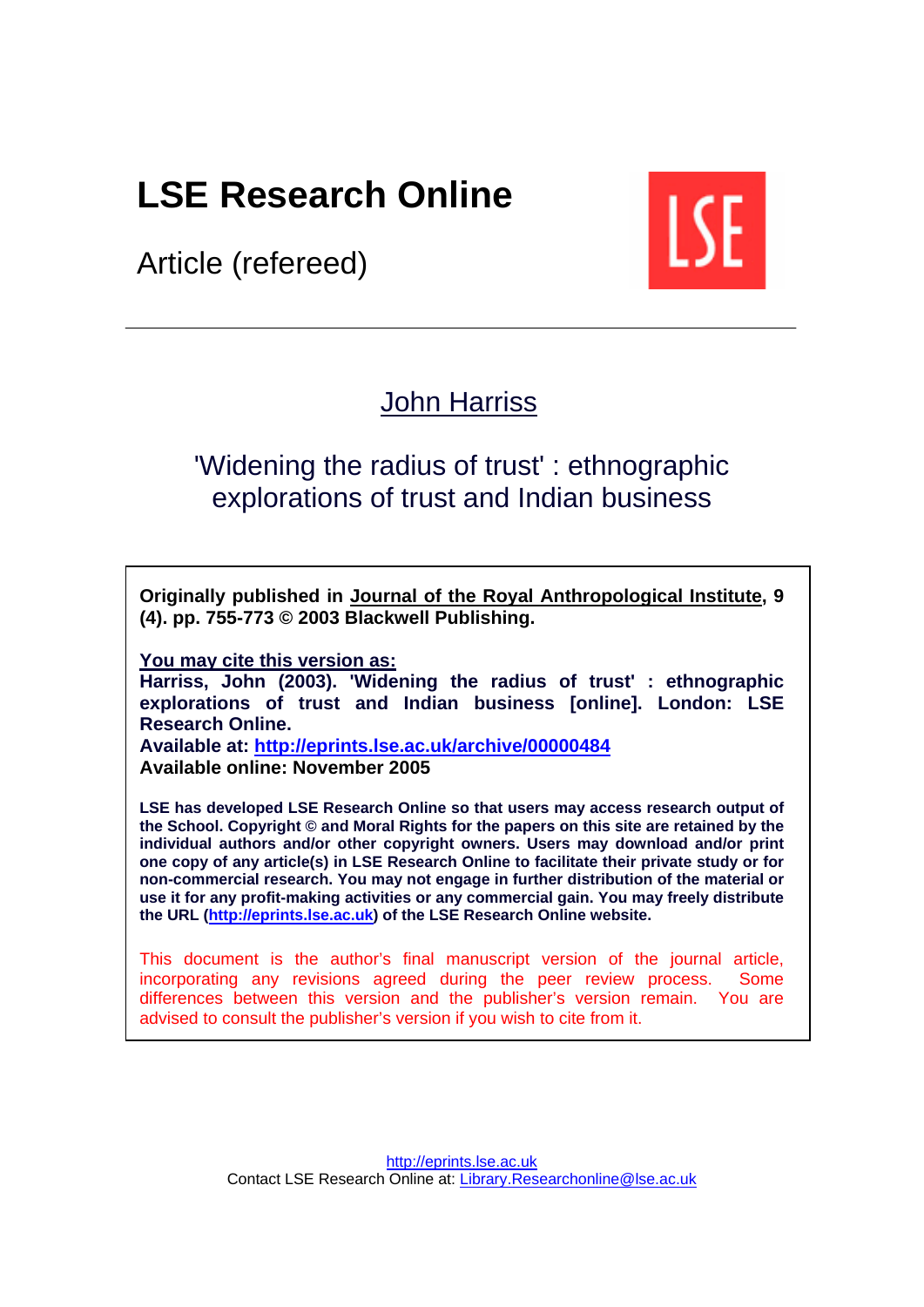# LSE Research Online

Article (refereed)

## John Harriss

## 'Widening the radius of trust' : ethnographic explorations of trust and Indian business

**Originally published in Journal of the Royal Anthropological Institute, 9 (4). pp. 755-773 © 2003 Blackwell Publishing.**

**You may cite this version as:**
**Harriss, John (2003). 'Widening the radius of trust' : ethnographic explorations of trust and Indian business [online]. London: LSE Research Online.**
**Available at: http://eprints.lse.ac.uk/archive/00000484**
**Available online: November 2005**

**LSE has developed LSE Research Online so that users may access research output of the School. Copyright © and Moral Rights for the papers on this site are retained by the individual authors and/or other copyright owners. Users may download and/or print one copy of any article(s) in LSE Research Online to facilitate their private study or for non-commercial research. You may not engage in further distribution of the material or use it for any profit-making activities or any commercial gain. You may freely distribute the URL (http://eprints.lse.ac.uk) of the LSE Research Online website.**

This document is the author's final manuscript version of the journal article, incorporating any revisions agreed during the peer review process. Some differences between this version and the publisher's version remain. You are advised to consult the publisher's version if you wish to cite from it.

http://eprints.lse.ac.uk
Contact LSE Research Online at: Library.Researchonline@lse.ac.uk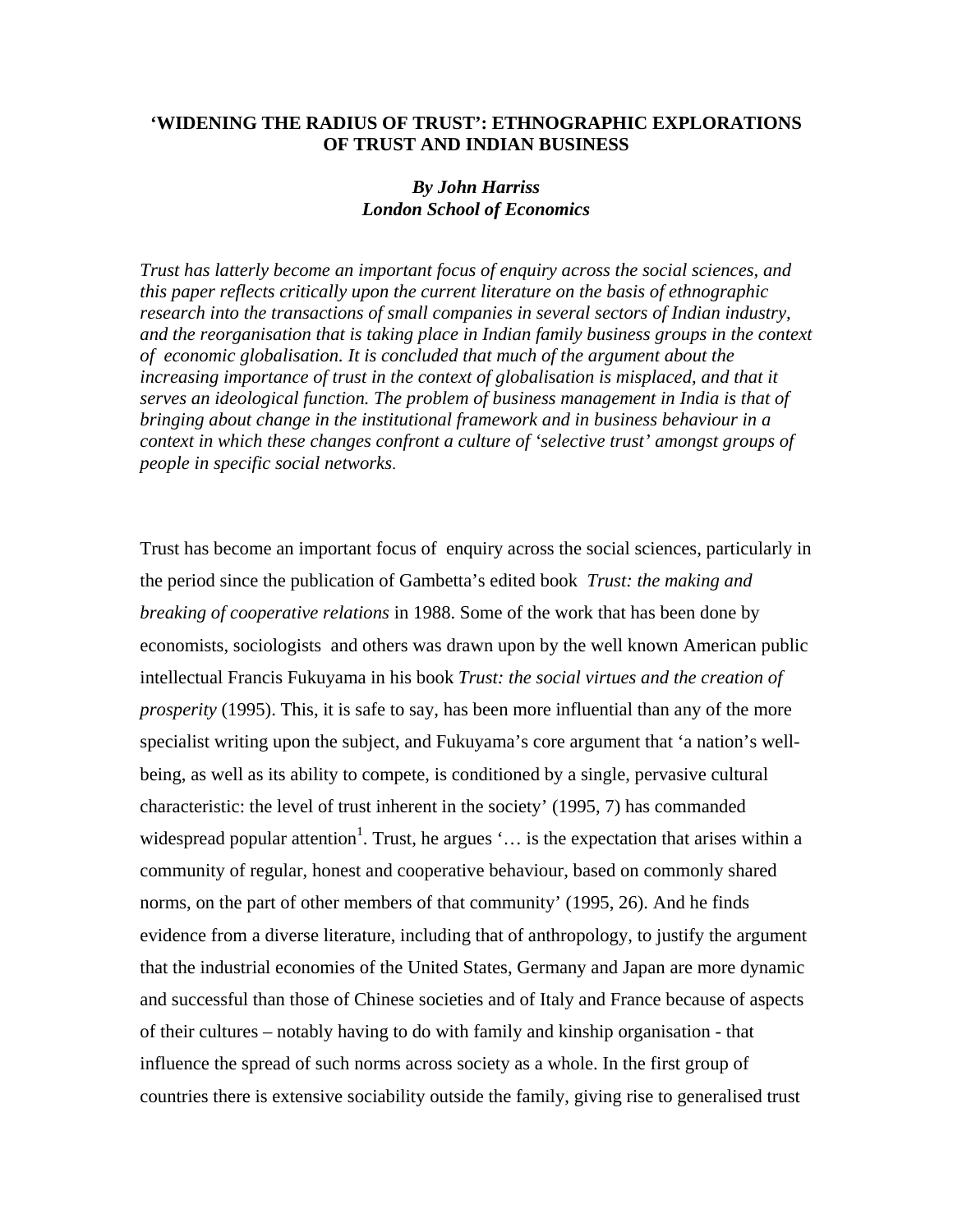# 'WIDENING THE RADIUS OF TRUST': ETHNOGRAPHIC EXPLORATIONS OF TRUST AND INDIAN BUSINESS

***By John Harriss***
***London School of Economics***

*Trust has latterly become an important focus of enquiry across the social sciences, and this paper reflects critically upon the current literature on the basis of ethnographic research into the transactions of small companies in several sectors of Indian industry, and the reorganisation that is taking place in Indian family business groups in the context of economic globalisation. It is concluded that much of the argument about the increasing importance of trust in the context of globalisation is misplaced, and that it serves an ideological function. The problem of business management in India is that of bringing about change in the institutional framework and in business behaviour in a context in which these changes confront a culture of 'selective trust' amongst groups of people in specific social networks.*

Trust has become an important focus of enquiry across the social sciences, particularly in the period since the publication of Gambetta's edited book *Trust: the making and breaking of cooperative relations* in 1988. Some of the work that has been done by economists, sociologists and others was drawn upon by the well known American public intellectual Francis Fukuyama in his book *Trust: the social virtues and the creation of prosperity* (1995). This, it is safe to say, has been more influential than any of the more specialist writing upon the subject, and Fukuyama's core argument that 'a nation's well-being, as well as its ability to compete, is conditioned by a single, pervasive cultural characteristic: the level of trust inherent in the society' (1995, 7) has commanded widespread popular attention[1]. Trust, he argues '… is the expectation that arises within a community of regular, honest and cooperative behaviour, based on commonly shared norms, on the part of other members of that community' (1995, 26). And he finds evidence from a diverse literature, including that of anthropology, to justify the argument that the industrial economies of the United States, Germany and Japan are more dynamic and successful than those of Chinese societies and of Italy and France because of aspects of their cultures – notably having to do with family and kinship organisation - that influence the spread of such norms across society as a whole. In the first group of countries there is extensive sociability outside the family, giving rise to generalised trust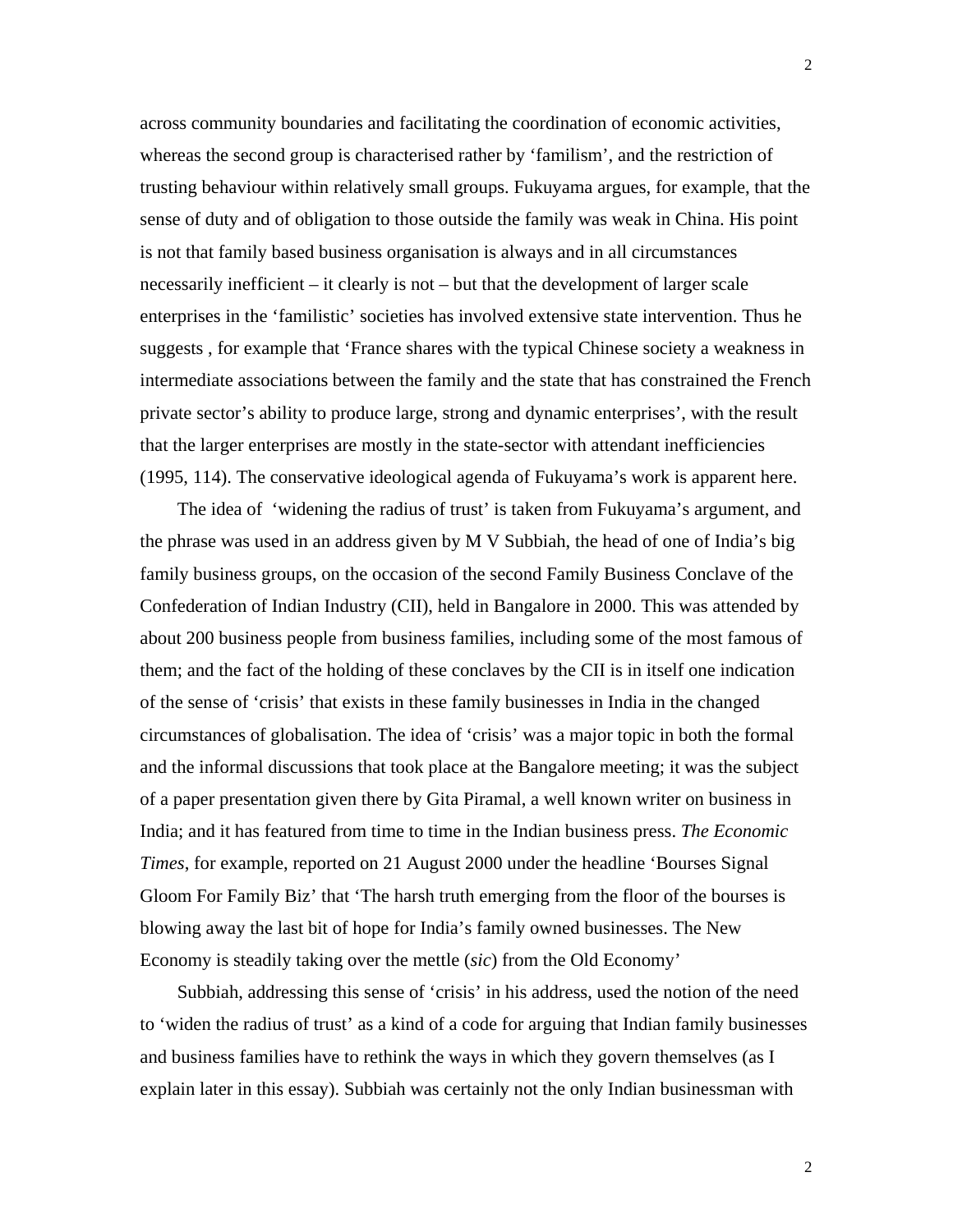across community boundaries and facilitating the coordination of economic activities, whereas the second group is characterised rather by 'familism', and the restriction of trusting behaviour within relatively small groups. Fukuyama argues, for example, that the sense of duty and of obligation to those outside the family was weak in China. His point is not that family based business organisation is always and in all circumstances necessarily inefficient – it clearly is not – but that the development of larger scale enterprises in the 'familistic' societies has involved extensive state intervention. Thus he suggests , for example that 'France shares with the typical Chinese society a weakness in intermediate associations between the family and the state that has constrained the French private sector's ability to produce large, strong and dynamic enterprises', with the result that the larger enterprises are mostly in the state-sector with attendant inefficiencies (1995, 114). The conservative ideological agenda of Fukuyama's work is apparent here.

The idea of 'widening the radius of trust' is taken from Fukuyama's argument, and the phrase was used in an address given by M V Subbiah, the head of one of India's big family business groups, on the occasion of the second Family Business Conclave of the Confederation of Indian Industry (CII), held in Bangalore in 2000. This was attended by about 200 business people from business families, including some of the most famous of them; and the fact of the holding of these conclaves by the CII is in itself one indication of the sense of 'crisis' that exists in these family businesses in India in the changed circumstances of globalisation. The idea of 'crisis' was a major topic in both the formal and the informal discussions that took place at the Bangalore meeting; it was the subject of a paper presentation given there by Gita Piramal, a well known writer on business in India; and it has featured from time to time in the Indian business press. *The Economic Times*, for example, reported on 21 August 2000 under the headline 'Bourses Signal Gloom For Family Biz' that 'The harsh truth emerging from the floor of the bourses is blowing away the last bit of hope for India's family owned businesses. The New Economy is steadily taking over the mettle (*sic*) from the Old Economy'

Subbiah, addressing this sense of 'crisis' in his address, used the notion of the need to 'widen the radius of trust' as a kind of a code for arguing that Indian family businesses and business families have to rethink the ways in which they govern themselves (as I explain later in this essay). Subbiah was certainly not the only Indian businessman with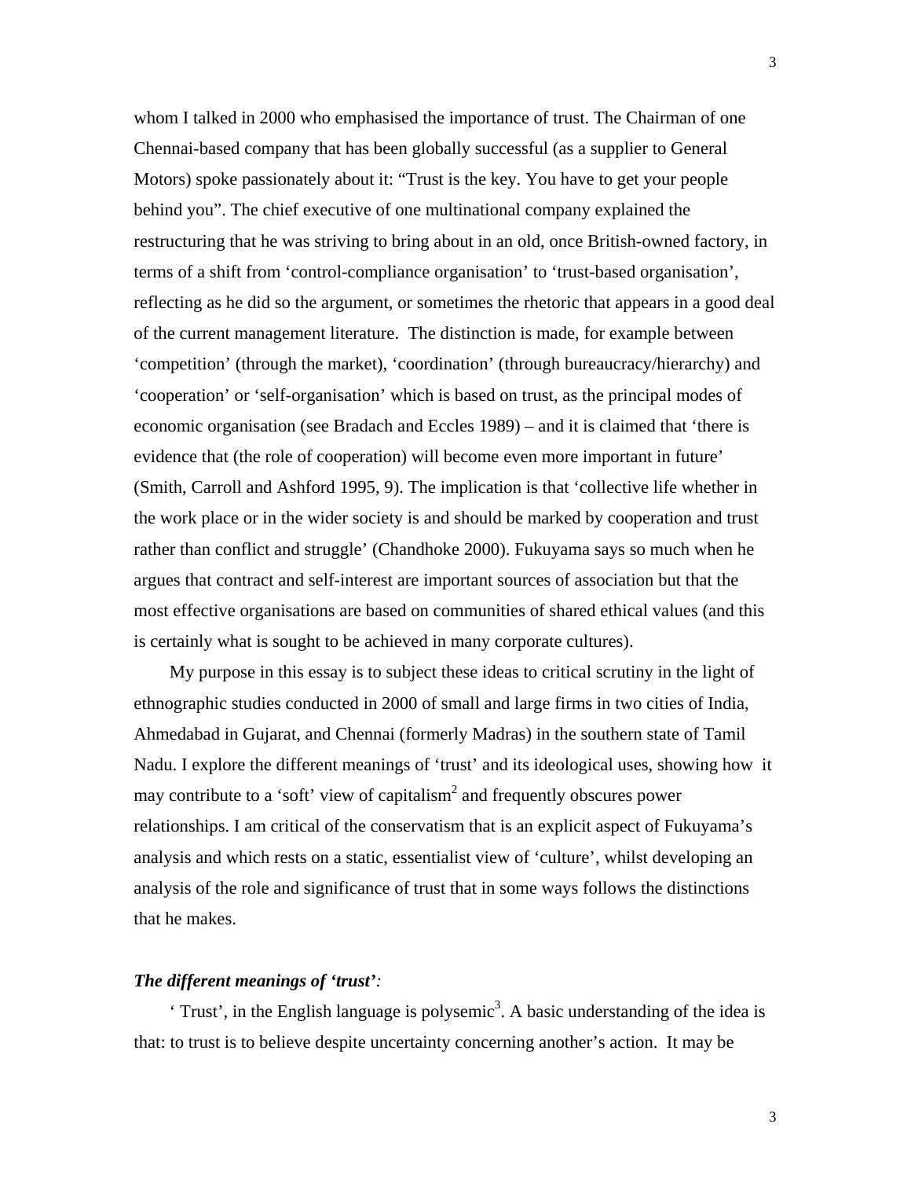whom I talked in 2000 who emphasised the importance of trust. The Chairman of one Chennai-based company that has been globally successful (as a supplier to General Motors) spoke passionately about it: "Trust is the key. You have to get your people behind you". The chief executive of one multinational company explained the restructuring that he was striving to bring about in an old, once British-owned factory, in terms of a shift from 'control-compliance organisation' to 'trust-based organisation', reflecting as he did so the argument, or sometimes the rhetoric that appears in a good deal of the current management literature. The distinction is made, for example between 'competition' (through the market), 'coordination' (through bureaucracy/hierarchy) and 'cooperation' or 'self-organisation' which is based on trust, as the principal modes of economic organisation (see Bradach and Eccles 1989) – and it is claimed that 'there is evidence that (the role of cooperation) will become even more important in future' (Smith, Carroll and Ashford 1995, 9). The implication is that 'collective life whether in the work place or in the wider society is and should be marked by cooperation and trust rather than conflict and struggle' (Chandhoke 2000). Fukuyama says so much when he argues that contract and self-interest are important sources of association but that the most effective organisations are based on communities of shared ethical values (and this is certainly what is sought to be achieved in many corporate cultures).

My purpose in this essay is to subject these ideas to critical scrutiny in the light of ethnographic studies conducted in 2000 of small and large firms in two cities of India, Ahmedabad in Gujarat, and Chennai (formerly Madras) in the southern state of Tamil Nadu. I explore the different meanings of 'trust' and its ideological uses, showing how it may contribute to a 'soft' view of capitalism[2] and frequently obscures power relationships. I am critical of the conservatism that is an explicit aspect of Fukuyama's analysis and which rests on a static, essentialist view of 'culture', whilst developing an analysis of the role and significance of trust that in some ways follows the distinctions that he makes.

### *The different meanings of 'trust':*

'Trust', in the English language is polysemic[3]. A basic understanding of the idea is that: to trust is to believe despite uncertainty concerning another's action. It may be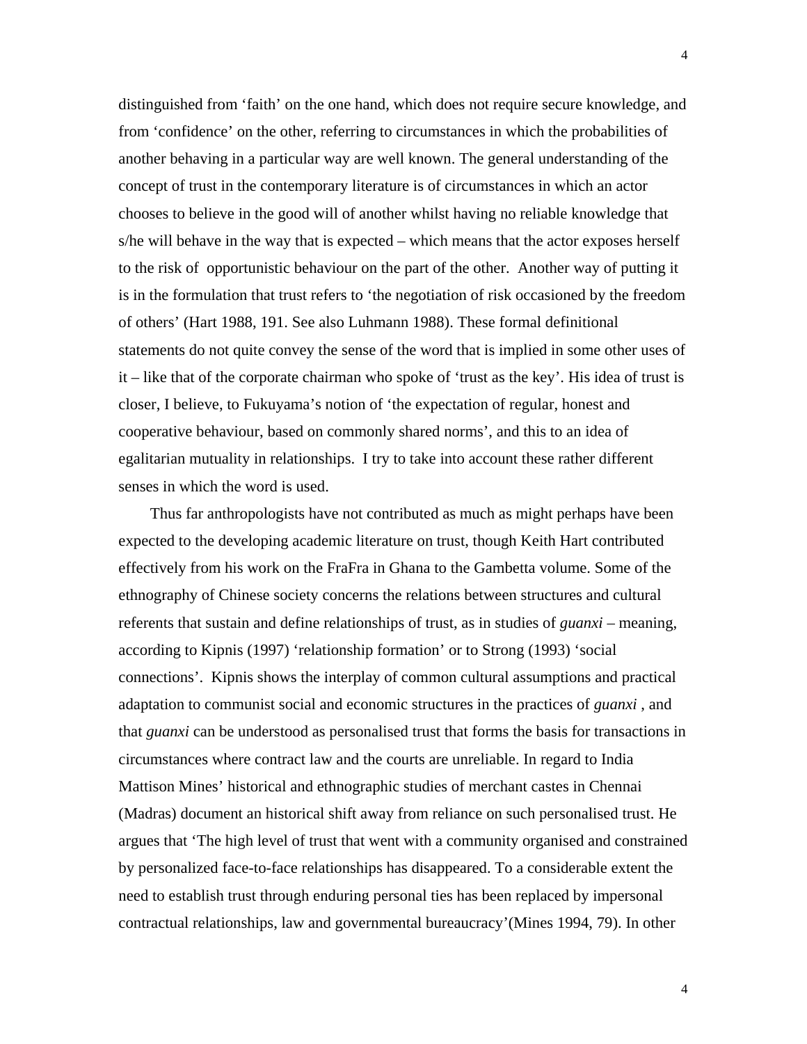distinguished from 'faith' on the one hand, which does not require secure knowledge, and from 'confidence' on the other, referring to circumstances in which the probabilities of another behaving in a particular way are well known. The general understanding of the concept of trust in the contemporary literature is of circumstances in which an actor chooses to believe in the good will of another whilst having no reliable knowledge that s/he will behave in the way that is expected – which means that the actor exposes herself to the risk of opportunistic behaviour on the part of the other. Another way of putting it is in the formulation that trust refers to 'the negotiation of risk occasioned by the freedom of others' (Hart 1988, 191. See also Luhmann 1988). These formal definitional statements do not quite convey the sense of the word that is implied in some other uses of it – like that of the corporate chairman who spoke of 'trust as the key'. His idea of trust is closer, I believe, to Fukuyama's notion of 'the expectation of regular, honest and cooperative behaviour, based on commonly shared norms', and this to an idea of egalitarian mutuality in relationships. I try to take into account these rather different senses in which the word is used.

Thus far anthropologists have not contributed as much as might perhaps have been expected to the developing academic literature on trust, though Keith Hart contributed effectively from his work on the FraFra in Ghana to the Gambetta volume. Some of the ethnography of Chinese society concerns the relations between structures and cultural referents that sustain and define relationships of trust, as in studies of *guanxi* – meaning, according to Kipnis (1997) 'relationship formation' or to Strong (1993) 'social connections'. Kipnis shows the interplay of common cultural assumptions and practical adaptation to communist social and economic structures in the practices of *guanxi* , and that *guanxi* can be understood as personalised trust that forms the basis for transactions in circumstances where contract law and the courts are unreliable. In regard to India Mattison Mines' historical and ethnographic studies of merchant castes in Chennai (Madras) document an historical shift away from reliance on such personalised trust. He argues that 'The high level of trust that went with a community organised and constrained by personalized face-to-face relationships has disappeared. To a considerable extent the need to establish trust through enduring personal ties has been replaced by impersonal contractual relationships, law and governmental bureaucracy'(Mines 1994, 79). In other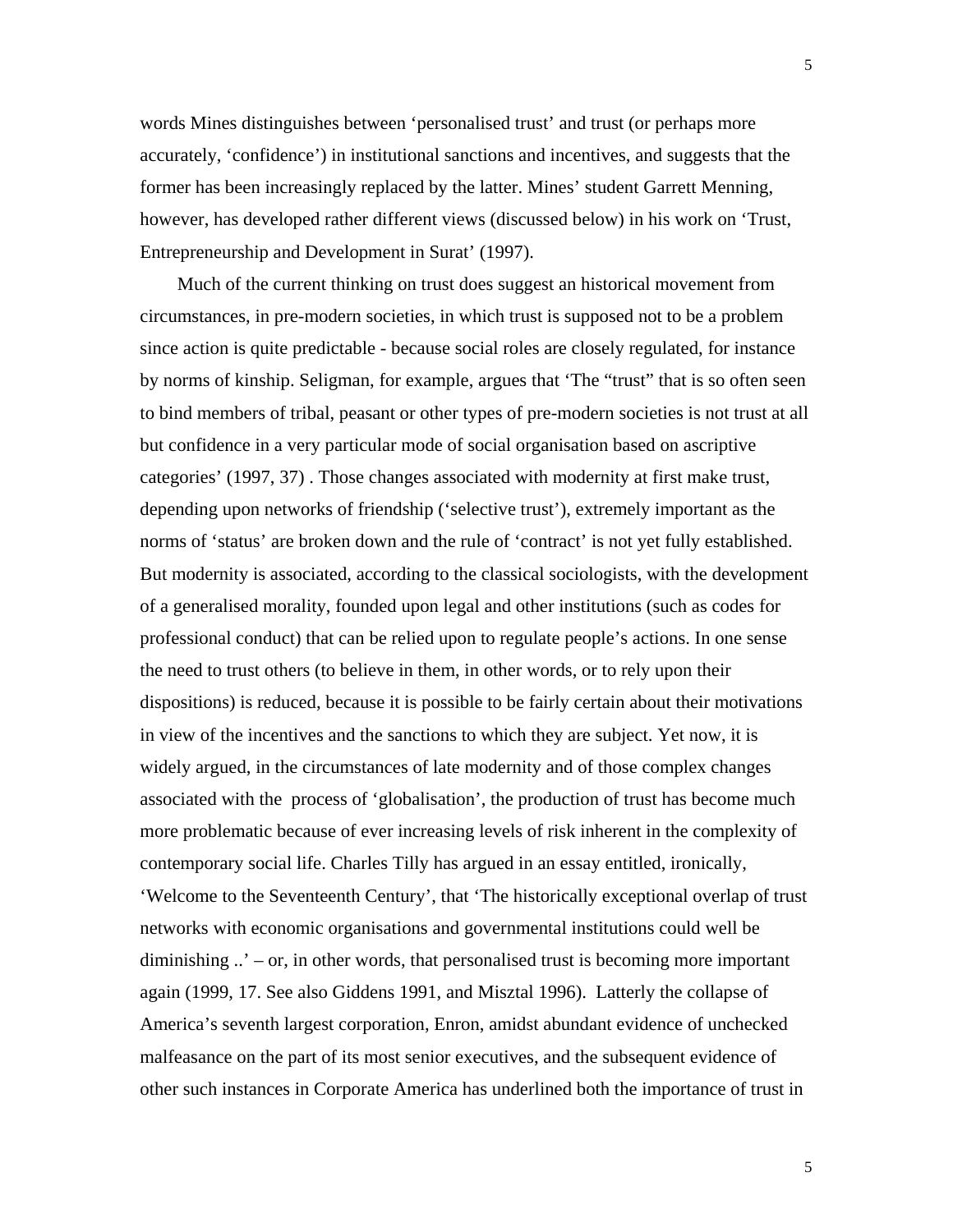words Mines distinguishes between 'personalised trust' and trust (or perhaps more accurately, 'confidence') in institutional sanctions and incentives, and suggests that the former has been increasingly replaced by the latter. Mines' student Garrett Menning, however, has developed rather different views (discussed below) in his work on 'Trust, Entrepreneurship and Development in Surat' (1997).

Much of the current thinking on trust does suggest an historical movement from circumstances, in pre-modern societies, in which trust is supposed not to be a problem since action is quite predictable - because social roles are closely regulated, for instance by norms of kinship. Seligman, for example, argues that 'The "trust" that is so often seen to bind members of tribal, peasant or other types of pre-modern societies is not trust at all but confidence in a very particular mode of social organisation based on ascriptive categories' (1997, 37) . Those changes associated with modernity at first make trust, depending upon networks of friendship ('selective trust'), extremely important as the norms of 'status' are broken down and the rule of 'contract' is not yet fully established. But modernity is associated, according to the classical sociologists, with the development of a generalised morality, founded upon legal and other institutions (such as codes for professional conduct) that can be relied upon to regulate people's actions. In one sense the need to trust others (to believe in them, in other words, or to rely upon their dispositions) is reduced, because it is possible to be fairly certain about their motivations in view of the incentives and the sanctions to which they are subject. Yet now, it is widely argued, in the circumstances of late modernity and of those complex changes associated with the process of 'globalisation', the production of trust has become much more problematic because of ever increasing levels of risk inherent in the complexity of contemporary social life. Charles Tilly has argued in an essay entitled, ironically, 'Welcome to the Seventeenth Century', that 'The historically exceptional overlap of trust networks with economic organisations and governmental institutions could well be diminishing ..' – or, in other words, that personalised trust is becoming more important again (1999, 17. See also Giddens 1991, and Misztal 1996). Latterly the collapse of America's seventh largest corporation, Enron, amidst abundant evidence of unchecked malfeasance on the part of its most senior executives, and the subsequent evidence of other such instances in Corporate America has underlined both the importance of trust in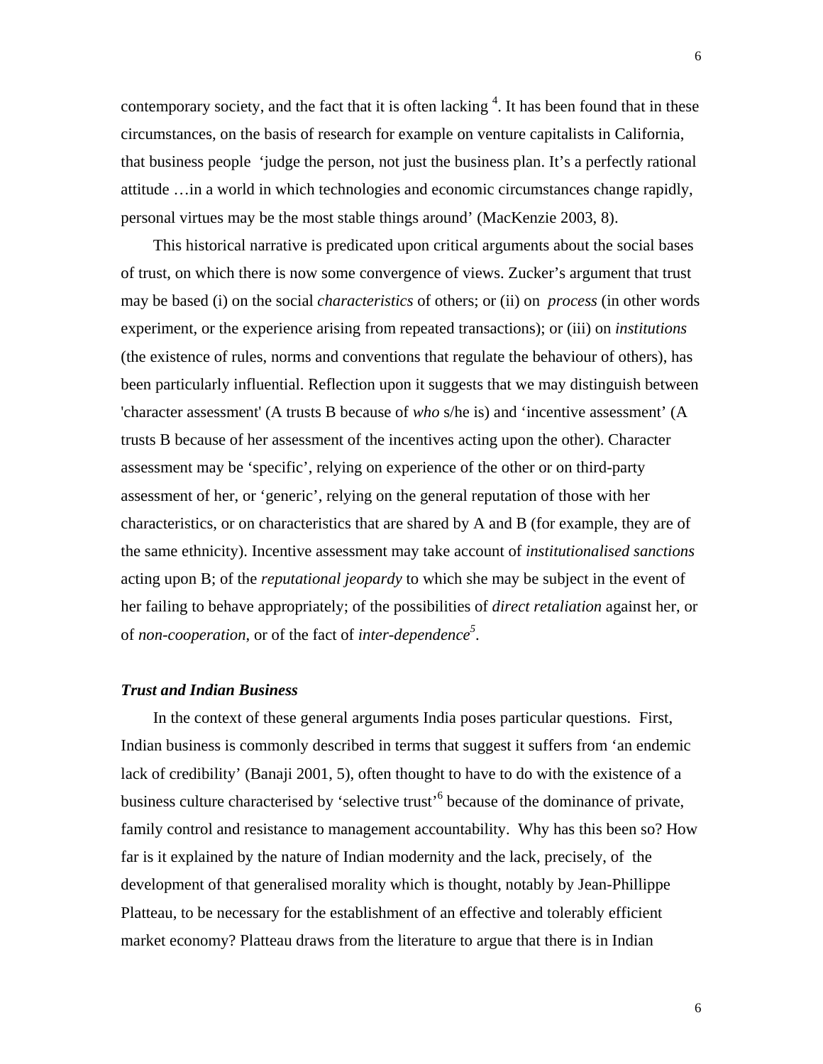contemporary society, and the fact that it is often lacking [4]. It has been found that in these circumstances, on the basis of research for example on venture capitalists in California, that business people 'judge the person, not just the business plan. It's a perfectly rational attitude …in a world in which technologies and economic circumstances change rapidly, personal virtues may be the most stable things around' (MacKenzie 2003, 8).

This historical narrative is predicated upon critical arguments about the social bases of trust, on which there is now some convergence of views. Zucker's argument that trust may be based (i) on the social *characteristics* of others; or (ii) on *process* (in other words experiment, or the experience arising from repeated transactions); or (iii) on *institutions* (the existence of rules, norms and conventions that regulate the behaviour of others), has been particularly influential. Reflection upon it suggests that we may distinguish between 'character assessment' (A trusts B because of *who* s/he is) and 'incentive assessment' (A trusts B because of her assessment of the incentives acting upon the other). Character assessment may be 'specific', relying on experience of the other or on third-party assessment of her, or 'generic', relying on the general reputation of those with her characteristics, or on characteristics that are shared by A and B (for example, they are of the same ethnicity). Incentive assessment may take account of *institutionalised sanctions* acting upon B; of the *reputational jeopardy* to which she may be subject in the event of her failing to behave appropriately; of the possibilities of *direct retaliation* against her, or of *non-cooperation*, or of the fact of *inter-dependence*[5].

### *Trust and Indian Business*

In the context of these general arguments India poses particular questions. First, Indian business is commonly described in terms that suggest it suffers from 'an endemic lack of credibility' (Banaji 2001, 5), often thought to have to do with the existence of a business culture characterised by 'selective trust'[6] because of the dominance of private, family control and resistance to management accountability. Why has this been so? How far is it explained by the nature of Indian modernity and the lack, precisely, of the development of that generalised morality which is thought, notably by Jean-Phillippe Platteau, to be necessary for the establishment of an effective and tolerably efficient market economy? Platteau draws from the literature to argue that there is in Indian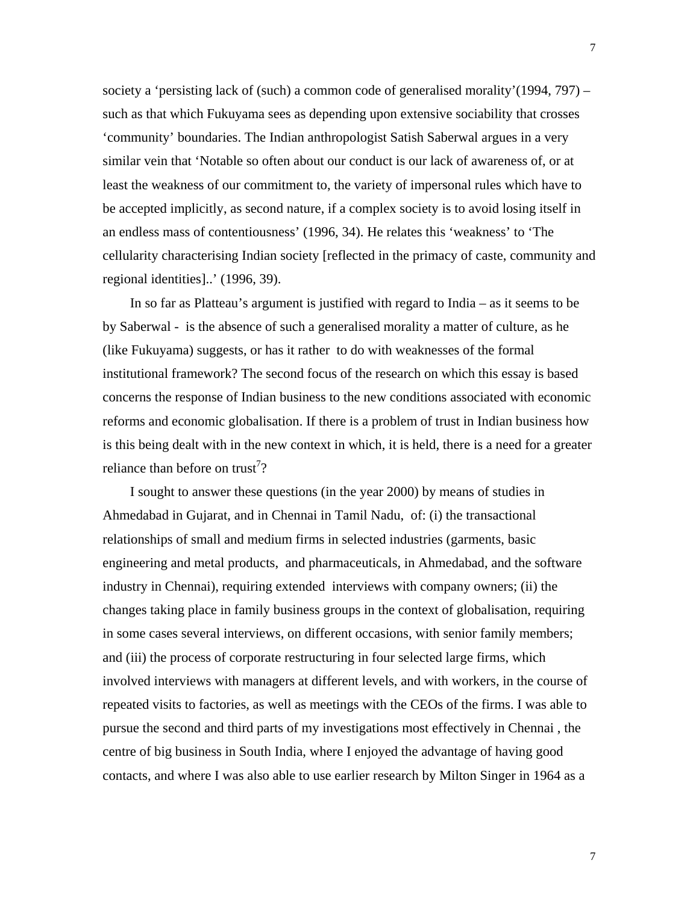society a 'persisting lack of (such) a common code of generalised morality'(1994, 797) – such as that which Fukuyama sees as depending upon extensive sociability that crosses 'community' boundaries. The Indian anthropologist Satish Saberwal argues in a very similar vein that 'Notable so often about our conduct is our lack of awareness of, or at least the weakness of our commitment to, the variety of impersonal rules which have to be accepted implicitly, as second nature, if a complex society is to avoid losing itself in an endless mass of contentiousness' (1996, 34). He relates this 'weakness' to 'The cellularity characterising Indian society [reflected in the primacy of caste, community and regional identities]..' (1996, 39).

In so far as Platteau's argument is justified with regard to India – as it seems to be by Saberwal - is the absence of such a generalised morality a matter of culture, as he (like Fukuyama) suggests, or has it rather to do with weaknesses of the formal institutional framework? The second focus of the research on which this essay is based concerns the response of Indian business to the new conditions associated with economic reforms and economic globalisation. If there is a problem of trust in Indian business how is this being dealt with in the new context in which, it is held, there is a need for a greater reliance than before on trust[7]?

I sought to answer these questions (in the year 2000) by means of studies in Ahmedabad in Gujarat, and in Chennai in Tamil Nadu, of: (i) the transactional relationships of small and medium firms in selected industries (garments, basic engineering and metal products, and pharmaceuticals, in Ahmedabad, and the software industry in Chennai), requiring extended interviews with company owners; (ii) the changes taking place in family business groups in the context of globalisation, requiring in some cases several interviews, on different occasions, with senior family members; and (iii) the process of corporate restructuring in four selected large firms, which involved interviews with managers at different levels, and with workers, in the course of repeated visits to factories, as well as meetings with the CEOs of the firms. I was able to pursue the second and third parts of my investigations most effectively in Chennai , the centre of big business in South India, where I enjoyed the advantage of having good contacts, and where I was also able to use earlier research by Milton Singer in 1964 as a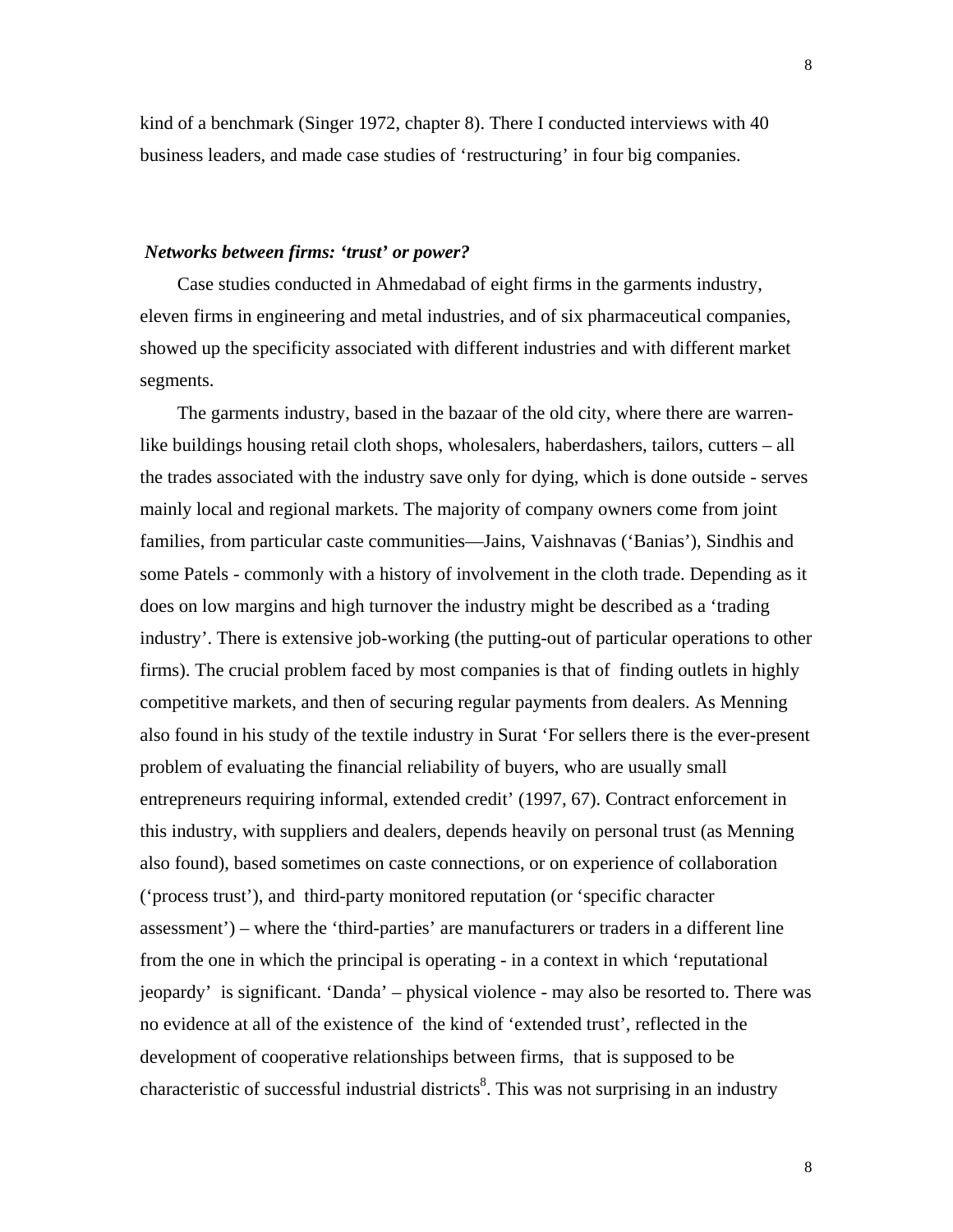kind of a benchmark (Singer 1972, chapter 8). There I conducted interviews with 40 business leaders, and made case studies of 'restructuring' in four big companies.

***Networks between firms: 'trust' or power?***

Case studies conducted in Ahmedabad of eight firms in the garments industry, eleven firms in engineering and metal industries, and of six pharmaceutical companies, showed up the specificity associated with different industries and with different market segments.

The garments industry, based in the bazaar of the old city, where there are warren-like buildings housing retail cloth shops, wholesalers, haberdashers, tailors, cutters – all the trades associated with the industry save only for dying, which is done outside - serves mainly local and regional markets. The majority of company owners come from joint families, from particular caste communities—Jains, Vaishnavas ('Banias'), Sindhis and some Patels - commonly with a history of involvement in the cloth trade. Depending as it does on low margins and high turnover the industry might be described as a 'trading industry'. There is extensive job-working (the putting-out of particular operations to other firms). The crucial problem faced by most companies is that of finding outlets in highly competitive markets, and then of securing regular payments from dealers. As Menning also found in his study of the textile industry in Surat 'For sellers there is the ever-present problem of evaluating the financial reliability of buyers, who are usually small entrepreneurs requiring informal, extended credit' (1997, 67). Contract enforcement in this industry, with suppliers and dealers, depends heavily on personal trust (as Menning also found), based sometimes on caste connections, or on experience of collaboration ('process trust'), and third-party monitored reputation (or 'specific character assessment') – where the 'third-parties' are manufacturers or traders in a different line from the one in which the principal is operating - in a context in which 'reputational jeopardy' is significant. 'Danda' – physical violence - may also be resorted to. There was no evidence at all of the existence of the kind of 'extended trust', reflected in the development of cooperative relationships between firms, that is supposed to be characteristic of successful industrial districts[8]. This was not surprising in an industry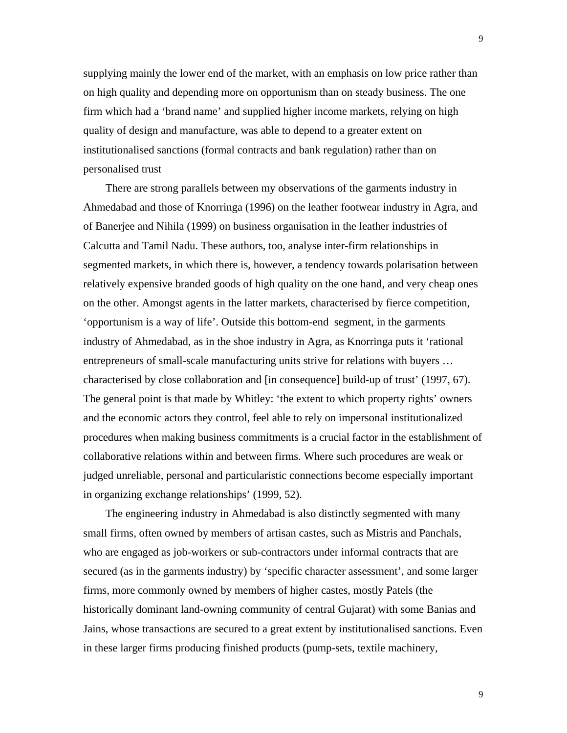supplying mainly the lower end of the market, with an emphasis on low price rather than on high quality and depending more on opportunism than on steady business. The one firm which had a 'brand name' and supplied higher income markets, relying on high quality of design and manufacture, was able to depend to a greater extent on institutionalised sanctions (formal contracts and bank regulation) rather than on personalised trust

There are strong parallels between my observations of the garments industry in Ahmedabad and those of Knorringa (1996) on the leather footwear industry in Agra, and of Banerjee and Nihila (1999) on business organisation in the leather industries of Calcutta and Tamil Nadu. These authors, too, analyse inter-firm relationships in segmented markets, in which there is, however, a tendency towards polarisation between relatively expensive branded goods of high quality on the one hand, and very cheap ones on the other. Amongst agents in the latter markets, characterised by fierce competition, 'opportunism is a way of life'. Outside this bottom-end segment, in the garments industry of Ahmedabad, as in the shoe industry in Agra, as Knorringa puts it 'rational entrepreneurs of small-scale manufacturing units strive for relations with buyers … characterised by close collaboration and [in consequence] build-up of trust' (1997, 67). The general point is that made by Whitley: 'the extent to which property rights' owners and the economic actors they control, feel able to rely on impersonal institutionalized procedures when making business commitments is a crucial factor in the establishment of collaborative relations within and between firms. Where such procedures are weak or judged unreliable, personal and particularistic connections become especially important in organizing exchange relationships' (1999, 52).

The engineering industry in Ahmedabad is also distinctly segmented with many small firms, often owned by members of artisan castes, such as Mistris and Panchals, who are engaged as job-workers or sub-contractors under informal contracts that are secured (as in the garments industry) by 'specific character assessment', and some larger firms, more commonly owned by members of higher castes, mostly Patels (the historically dominant land-owning community of central Gujarat) with some Banias and Jains, whose transactions are secured to a great extent by institutionalised sanctions. Even in these larger firms producing finished products (pump-sets, textile machinery,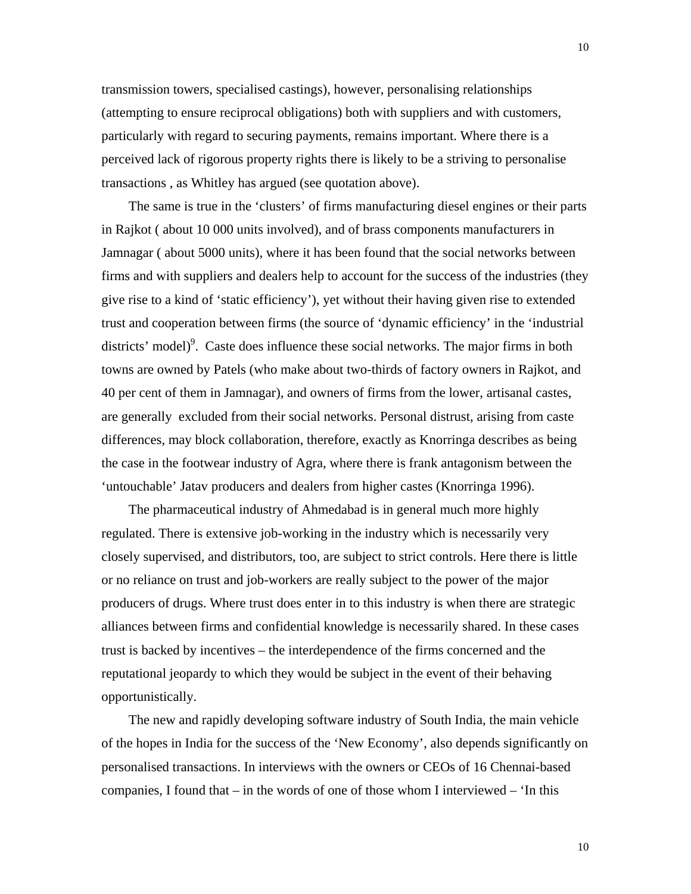transmission towers, specialised castings), however, personalising relationships (attempting to ensure reciprocal obligations) both with suppliers and with customers, particularly with regard to securing payments, remains important. Where there is a perceived lack of rigorous property rights there is likely to be a striving to personalise transactions , as Whitley has argued (see quotation above).

The same is true in the 'clusters' of firms manufacturing diesel engines or their parts in Rajkot ( about 10 000 units involved), and of brass components manufacturers in Jamnagar ( about 5000 units), where it has been found that the social networks between firms and with suppliers and dealers help to account for the success of the industries (they give rise to a kind of 'static efficiency'), yet without their having given rise to extended trust and cooperation between firms (the source of 'dynamic efficiency' in the 'industrial districts' model)[9]. Caste does influence these social networks. The major firms in both towns are owned by Patels (who make about two-thirds of factory owners in Rajkot, and 40 per cent of them in Jamnagar), and owners of firms from the lower, artisanal castes, are generally excluded from their social networks. Personal distrust, arising from caste differences, may block collaboration, therefore, exactly as Knorringa describes as being the case in the footwear industry of Agra, where there is frank antagonism between the 'untouchable' Jatav producers and dealers from higher castes (Knorringa 1996).

The pharmaceutical industry of Ahmedabad is in general much more highly regulated. There is extensive job-working in the industry which is necessarily very closely supervised, and distributors, too, are subject to strict controls. Here there is little or no reliance on trust and job-workers are really subject to the power of the major producers of drugs. Where trust does enter in to this industry is when there are strategic alliances between firms and confidential knowledge is necessarily shared. In these cases trust is backed by incentives – the interdependence of the firms concerned and the reputational jeopardy to which they would be subject in the event of their behaving opportunistically.

The new and rapidly developing software industry of South India, the main vehicle of the hopes in India for the success of the 'New Economy', also depends significantly on personalised transactions. In interviews with the owners or CEOs of 16 Chennai-based companies, I found that – in the words of one of those whom I interviewed – 'In this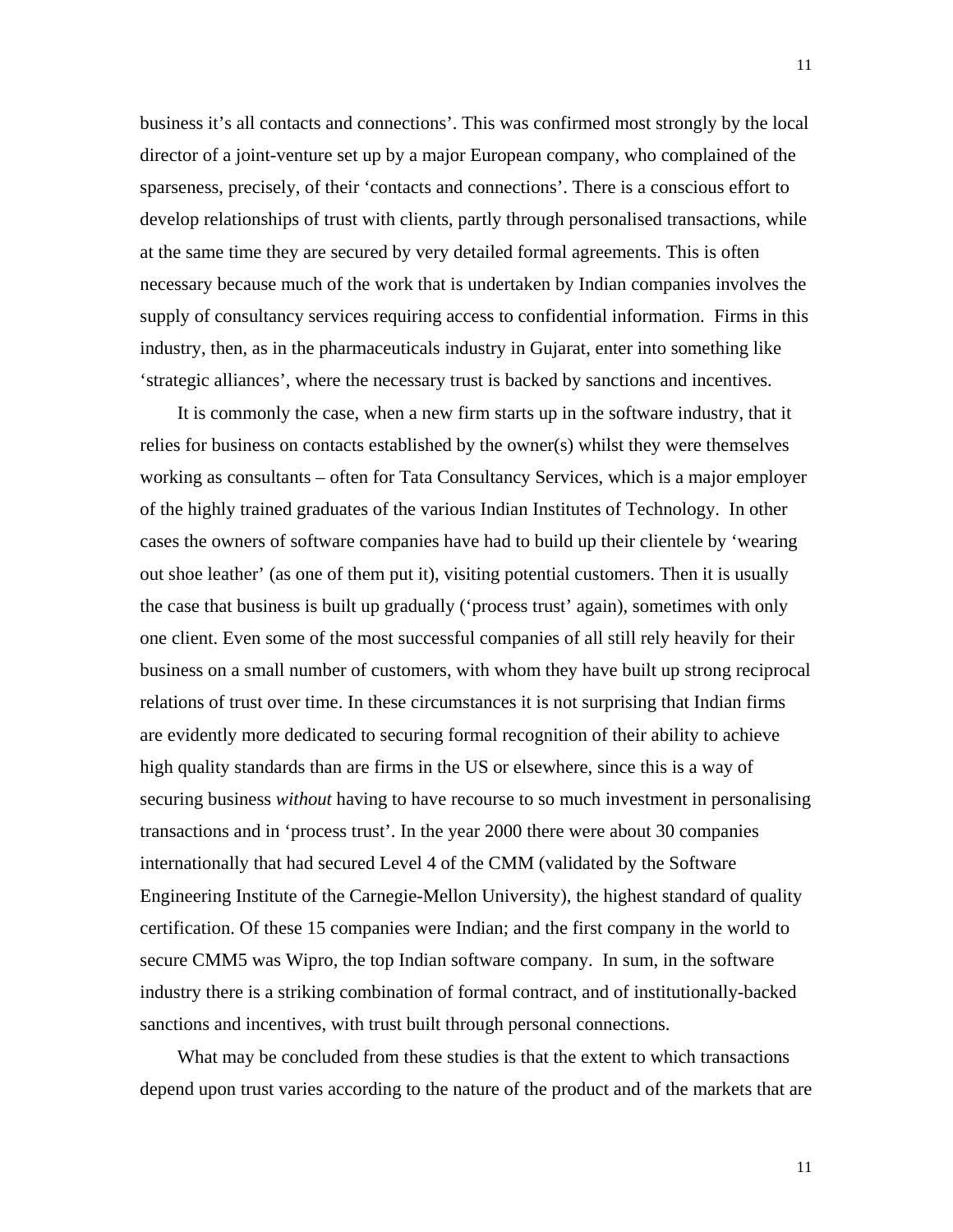business it's all contacts and connections'. This was confirmed most strongly by the local director of a joint-venture set up by a major European company, who complained of the sparseness, precisely, of their 'contacts and connections'. There is a conscious effort to develop relationships of trust with clients, partly through personalised transactions, while at the same time they are secured by very detailed formal agreements. This is often necessary because much of the work that is undertaken by Indian companies involves the supply of consultancy services requiring access to confidential information. Firms in this industry, then, as in the pharmaceuticals industry in Gujarat, enter into something like 'strategic alliances', where the necessary trust is backed by sanctions and incentives.

It is commonly the case, when a new firm starts up in the software industry, that it relies for business on contacts established by the owner(s) whilst they were themselves working as consultants – often for Tata Consultancy Services, which is a major employer of the highly trained graduates of the various Indian Institutes of Technology. In other cases the owners of software companies have had to build up their clientele by 'wearing out shoe leather' (as one of them put it), visiting potential customers. Then it is usually the case that business is built up gradually ('process trust' again), sometimes with only one client. Even some of the most successful companies of all still rely heavily for their business on a small number of customers, with whom they have built up strong reciprocal relations of trust over time. In these circumstances it is not surprising that Indian firms are evidently more dedicated to securing formal recognition of their ability to achieve high quality standards than are firms in the US or elsewhere, since this is a way of securing business *without* having to have recourse to so much investment in personalising transactions and in 'process trust'. In the year 2000 there were about 30 companies internationally that had secured Level 4 of the CMM (validated by the Software Engineering Institute of the Carnegie-Mellon University), the highest standard of quality certification. Of these 15 companies were Indian; and the first company in the world to secure CMM5 was Wipro, the top Indian software company. In sum, in the software industry there is a striking combination of formal contract, and of institutionally-backed sanctions and incentives, with trust built through personal connections.

What may be concluded from these studies is that the extent to which transactions depend upon trust varies according to the nature of the product and of the markets that are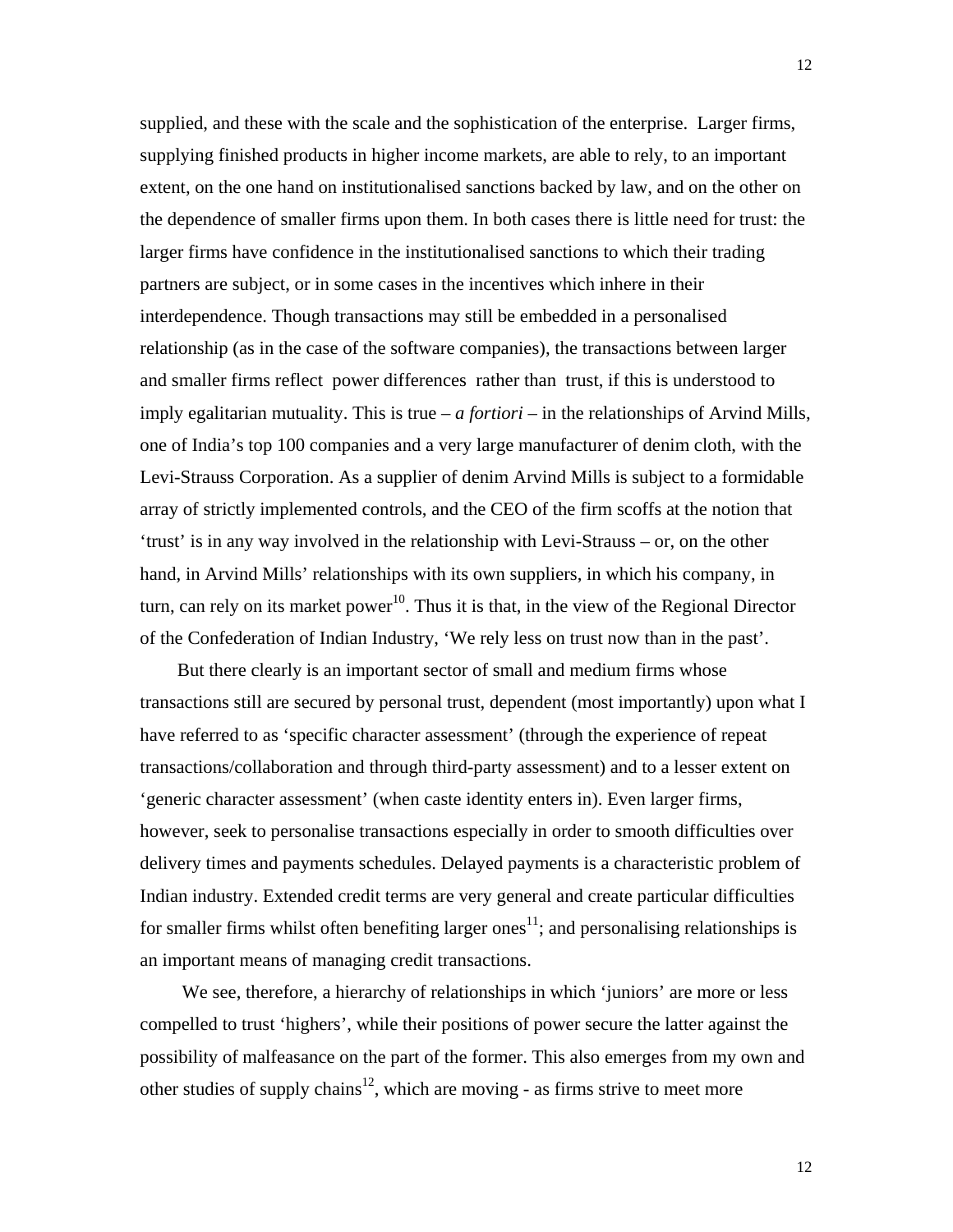supplied, and these with the scale and the sophistication of the enterprise. Larger firms, supplying finished products in higher income markets, are able to rely, to an important extent, on the one hand on institutionalised sanctions backed by law, and on the other on the dependence of smaller firms upon them. In both cases there is little need for trust: the larger firms have confidence in the institutionalised sanctions to which their trading partners are subject, or in some cases in the incentives which inhere in their interdependence. Though transactions may still be embedded in a personalised relationship (as in the case of the software companies), the transactions between larger and smaller firms reflect power differences rather than trust, if this is understood to imply egalitarian mutuality. This is true – *a fortiori* – in the relationships of Arvind Mills, one of India's top 100 companies and a very large manufacturer of denim cloth, with the Levi-Strauss Corporation. As a supplier of denim Arvind Mills is subject to a formidable array of strictly implemented controls, and the CEO of the firm scoffs at the notion that 'trust' is in any way involved in the relationship with Levi-Strauss – or, on the other hand, in Arvind Mills' relationships with its own suppliers, in which his company, in turn, can rely on its market power[10]. Thus it is that, in the view of the Regional Director of the Confederation of Indian Industry, 'We rely less on trust now than in the past'.

But there clearly is an important sector of small and medium firms whose transactions still are secured by personal trust, dependent (most importantly) upon what I have referred to as 'specific character assessment' (through the experience of repeat transactions/collaboration and through third-party assessment) and to a lesser extent on 'generic character assessment' (when caste identity enters in). Even larger firms, however, seek to personalise transactions especially in order to smooth difficulties over delivery times and payments schedules. Delayed payments is a characteristic problem of Indian industry. Extended credit terms are very general and create particular difficulties for smaller firms whilst often benefiting larger ones[11]; and personalising relationships is an important means of managing credit transactions.

We see, therefore, a hierarchy of relationships in which 'juniors' are more or less compelled to trust 'highers', while their positions of power secure the latter against the possibility of malfeasance on the part of the former. This also emerges from my own and other studies of supply chains[12], which are moving - as firms strive to meet more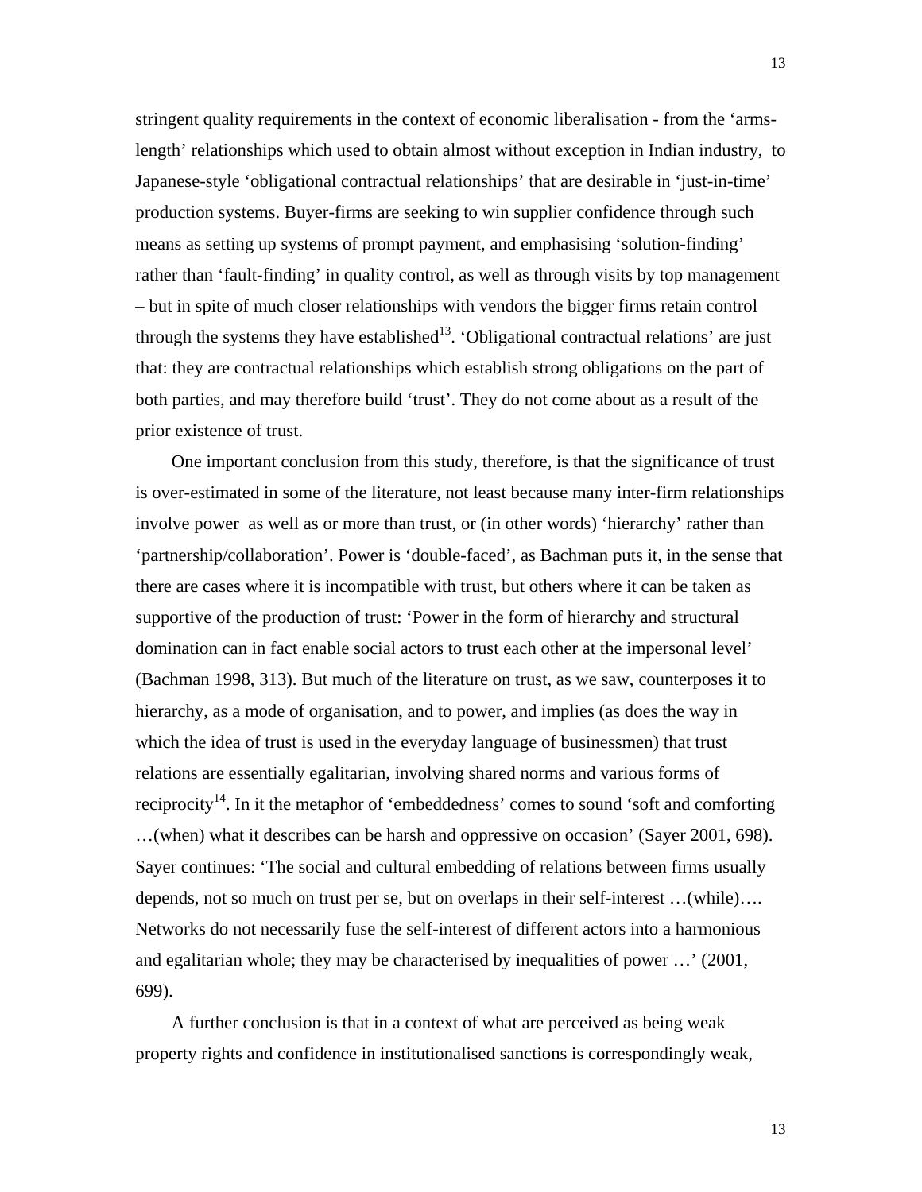stringent quality requirements in the context of economic liberalisation - from the 'arms-length' relationships which used to obtain almost without exception in Indian industry, to Japanese-style 'obligational contractual relationships' that are desirable in 'just-in-time' production systems. Buyer-firms are seeking to win supplier confidence through such means as setting up systems of prompt payment, and emphasising 'solution-finding' rather than 'fault-finding' in quality control, as well as through visits by top management – but in spite of much closer relationships with vendors the bigger firms retain control through the systems they have established[13]. 'Obligational contractual relations' are just that: they are contractual relationships which establish strong obligations on the part of both parties, and may therefore build 'trust'. They do not come about as a result of the prior existence of trust.

One important conclusion from this study, therefore, is that the significance of trust is over-estimated in some of the literature, not least because many inter-firm relationships involve power as well as or more than trust, or (in other words) 'hierarchy' rather than 'partnership/collaboration'. Power is 'double-faced', as Bachman puts it, in the sense that there are cases where it is incompatible with trust, but others where it can be taken as supportive of the production of trust: 'Power in the form of hierarchy and structural domination can in fact enable social actors to trust each other at the impersonal level' (Bachman 1998, 313). But much of the literature on trust, as we saw, counterposes it to hierarchy, as a mode of organisation, and to power, and implies (as does the way in which the idea of trust is used in the everyday language of businessmen) that trust relations are essentially egalitarian, involving shared norms and various forms of reciprocity[14]. In it the metaphor of 'embeddedness' comes to sound 'soft and comforting …(when) what it describes can be harsh and oppressive on occasion' (Sayer 2001, 698). Sayer continues: 'The social and cultural embedding of relations between firms usually depends, not so much on trust per se, but on overlaps in their self-interest …(while)…. Networks do not necessarily fuse the self-interest of different actors into a harmonious and egalitarian whole; they may be characterised by inequalities of power …' (2001, 699).

A further conclusion is that in a context of what are perceived as being weak property rights and confidence in institutionalised sanctions is correspondingly weak,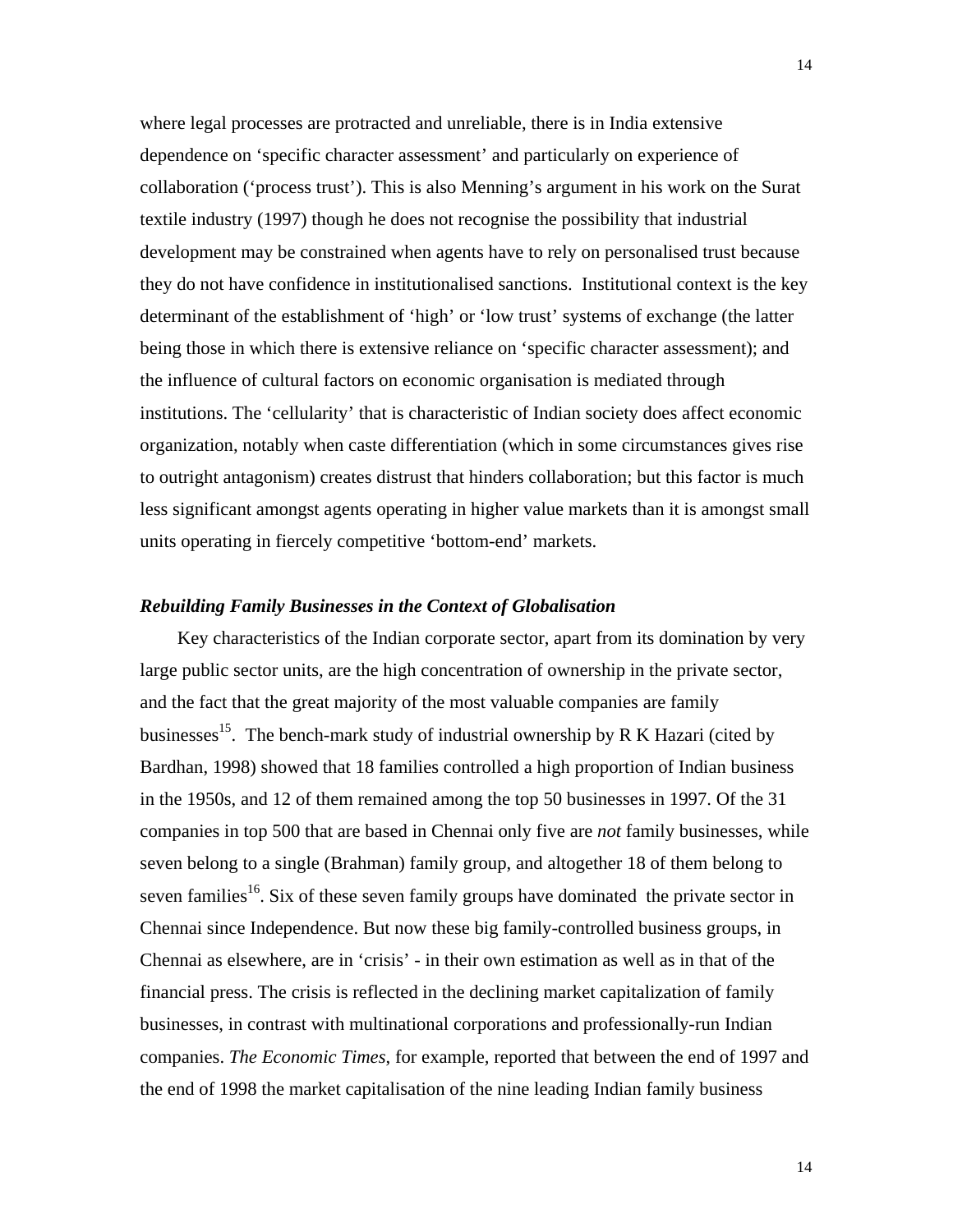where legal processes are protracted and unreliable, there is in India extensive dependence on 'specific character assessment' and particularly on experience of collaboration ('process trust'). This is also Menning's argument in his work on the Surat textile industry (1997) though he does not recognise the possibility that industrial development may be constrained when agents have to rely on personalised trust because they do not have confidence in institutionalised sanctions. Institutional context is the key determinant of the establishment of 'high' or 'low trust' systems of exchange (the latter being those in which there is extensive reliance on 'specific character assessment); and the influence of cultural factors on economic organisation is mediated through institutions. The 'cellularity' that is characteristic of Indian society does affect economic organization, notably when caste differentiation (which in some circumstances gives rise to outright antagonism) creates distrust that hinders collaboration; but this factor is much less significant amongst agents operating in higher value markets than it is amongst small units operating in fiercely competitive 'bottom-end' markets.

### *Rebuilding Family Businesses in the Context of Globalisation*

Key characteristics of the Indian corporate sector, apart from its domination by very large public sector units, are the high concentration of ownership in the private sector, and the fact that the great majority of the most valuable companies are family businesses[15]. The bench-mark study of industrial ownership by R K Hazari (cited by Bardhan, 1998) showed that 18 families controlled a high proportion of Indian business in the 1950s, and 12 of them remained among the top 50 businesses in 1997. Of the 31 companies in top 500 that are based in Chennai only five are *not* family businesses, while seven belong to a single (Brahman) family group, and altogether 18 of them belong to seven families[16]. Six of these seven family groups have dominated the private sector in Chennai since Independence. But now these big family-controlled business groups, in Chennai as elsewhere, are in 'crisis' - in their own estimation as well as in that of the financial press. The crisis is reflected in the declining market capitalization of family businesses, in contrast with multinational corporations and professionally-run Indian companies. *The Economic Times*, for example, reported that between the end of 1997 and the end of 1998 the market capitalisation of the nine leading Indian family business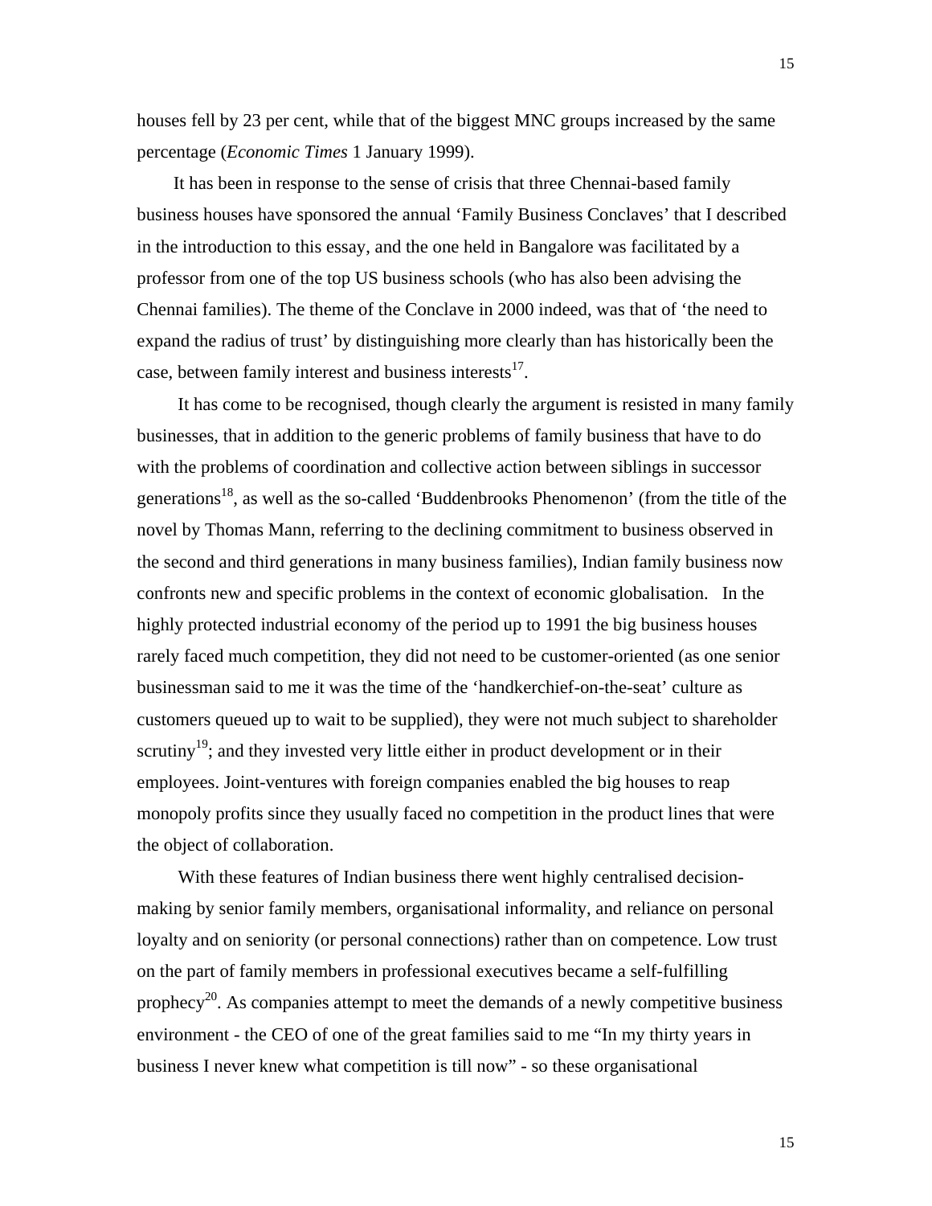houses fell by 23 per cent, while that of the biggest MNC groups increased by the same percentage (*Economic Times* 1 January 1999).

It has been in response to the sense of crisis that three Chennai-based family business houses have sponsored the annual 'Family Business Conclaves' that I described in the introduction to this essay, and the one held in Bangalore was facilitated by a professor from one of the top US business schools (who has also been advising the Chennai families). The theme of the Conclave in 2000 indeed, was that of 'the need to expand the radius of trust' by distinguishing more clearly than has historically been the case, between family interest and business interests[17].

It has come to be recognised, though clearly the argument is resisted in many family businesses, that in addition to the generic problems of family business that have to do with the problems of coordination and collective action between siblings in successor generations[18], as well as the so-called 'Buddenbrooks Phenomenon' (from the title of the novel by Thomas Mann, referring to the declining commitment to business observed in the second and third generations in many business families), Indian family business now confronts new and specific problems in the context of economic globalisation. In the highly protected industrial economy of the period up to 1991 the big business houses rarely faced much competition, they did not need to be customer-oriented (as one senior businessman said to me it was the time of the 'handkerchief-on-the-seat' culture as customers queued up to wait to be supplied), they were not much subject to shareholder scrutiny[19]; and they invested very little either in product development or in their employees. Joint-ventures with foreign companies enabled the big houses to reap monopoly profits since they usually faced no competition in the product lines that were the object of collaboration.

With these features of Indian business there went highly centralised decision-making by senior family members, organisational informality, and reliance on personal loyalty and on seniority (or personal connections) rather than on competence. Low trust on the part of family members in professional executives became a self-fulfilling prophecy[20]. As companies attempt to meet the demands of a newly competitive business environment - the CEO of one of the great families said to me "In my thirty years in business I never knew what competition is till now" - so these organisational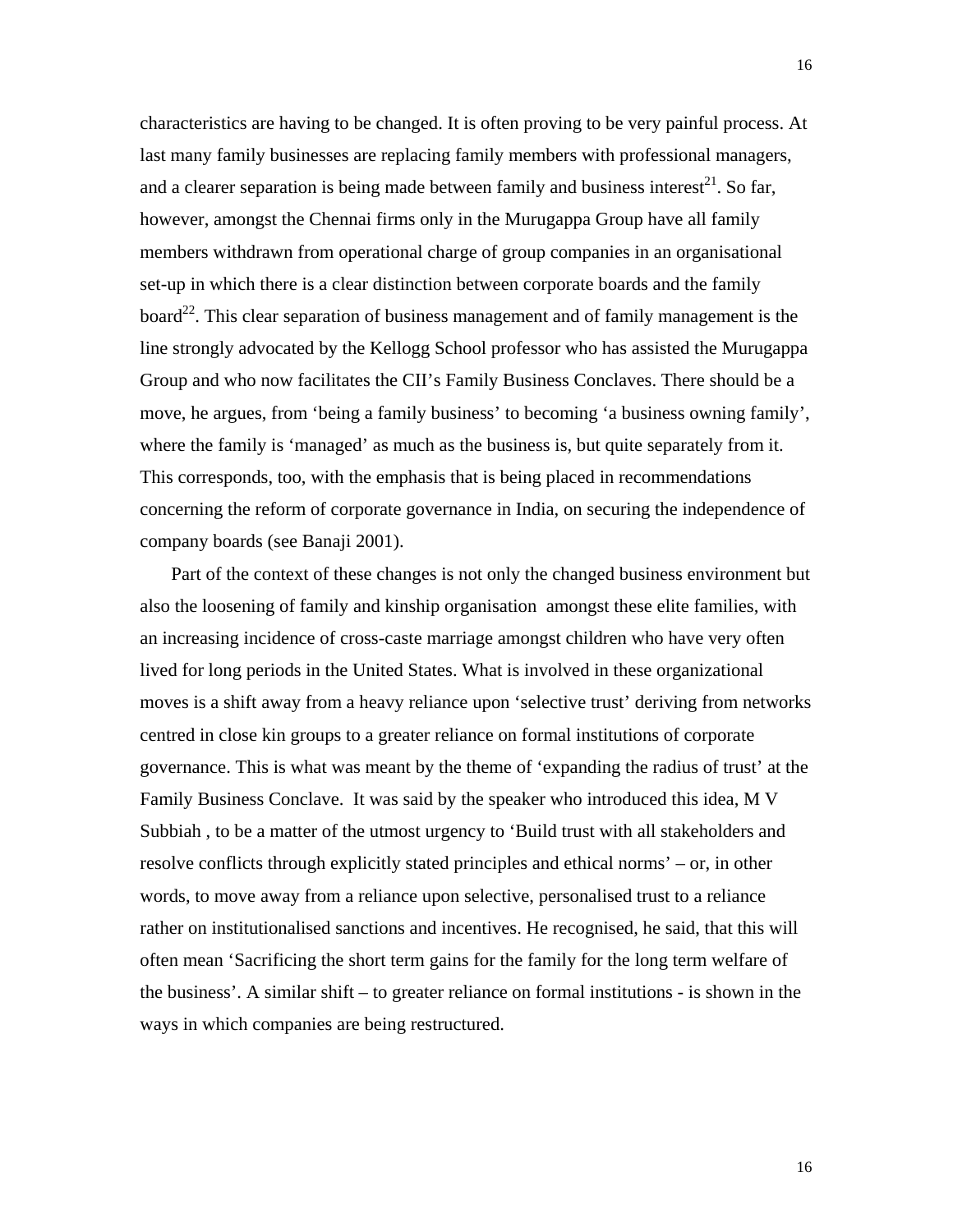characteristics are having to be changed. It is often proving to be very painful process. At last many family businesses are replacing family members with professional managers, and a clearer separation is being made between family and business interest[21]. So far, however, amongst the Chennai firms only in the Murugappa Group have all family members withdrawn from operational charge of group companies in an organisational set-up in which there is a clear distinction between corporate boards and the family board[22]. This clear separation of business management and of family management is the line strongly advocated by the Kellogg School professor who has assisted the Murugappa Group and who now facilitates the CII's Family Business Conclaves. There should be a move, he argues, from 'being a family business' to becoming 'a business owning family', where the family is 'managed' as much as the business is, but quite separately from it. This corresponds, too, with the emphasis that is being placed in recommendations concerning the reform of corporate governance in India, on securing the independence of company boards (see Banaji 2001).

Part of the context of these changes is not only the changed business environment but also the loosening of family and kinship organisation amongst these elite families, with an increasing incidence of cross-caste marriage amongst children who have very often lived for long periods in the United States. What is involved in these organizational moves is a shift away from a heavy reliance upon 'selective trust' deriving from networks centred in close kin groups to a greater reliance on formal institutions of corporate governance. This is what was meant by the theme of 'expanding the radius of trust' at the Family Business Conclave. It was said by the speaker who introduced this idea, M V Subbiah , to be a matter of the utmost urgency to 'Build trust with all stakeholders and resolve conflicts through explicitly stated principles and ethical norms' – or, in other words, to move away from a reliance upon selective, personalised trust to a reliance rather on institutionalised sanctions and incentives. He recognised, he said, that this will often mean 'Sacrificing the short term gains for the family for the long term welfare of the business'. A similar shift – to greater reliance on formal institutions - is shown in the ways in which companies are being restructured.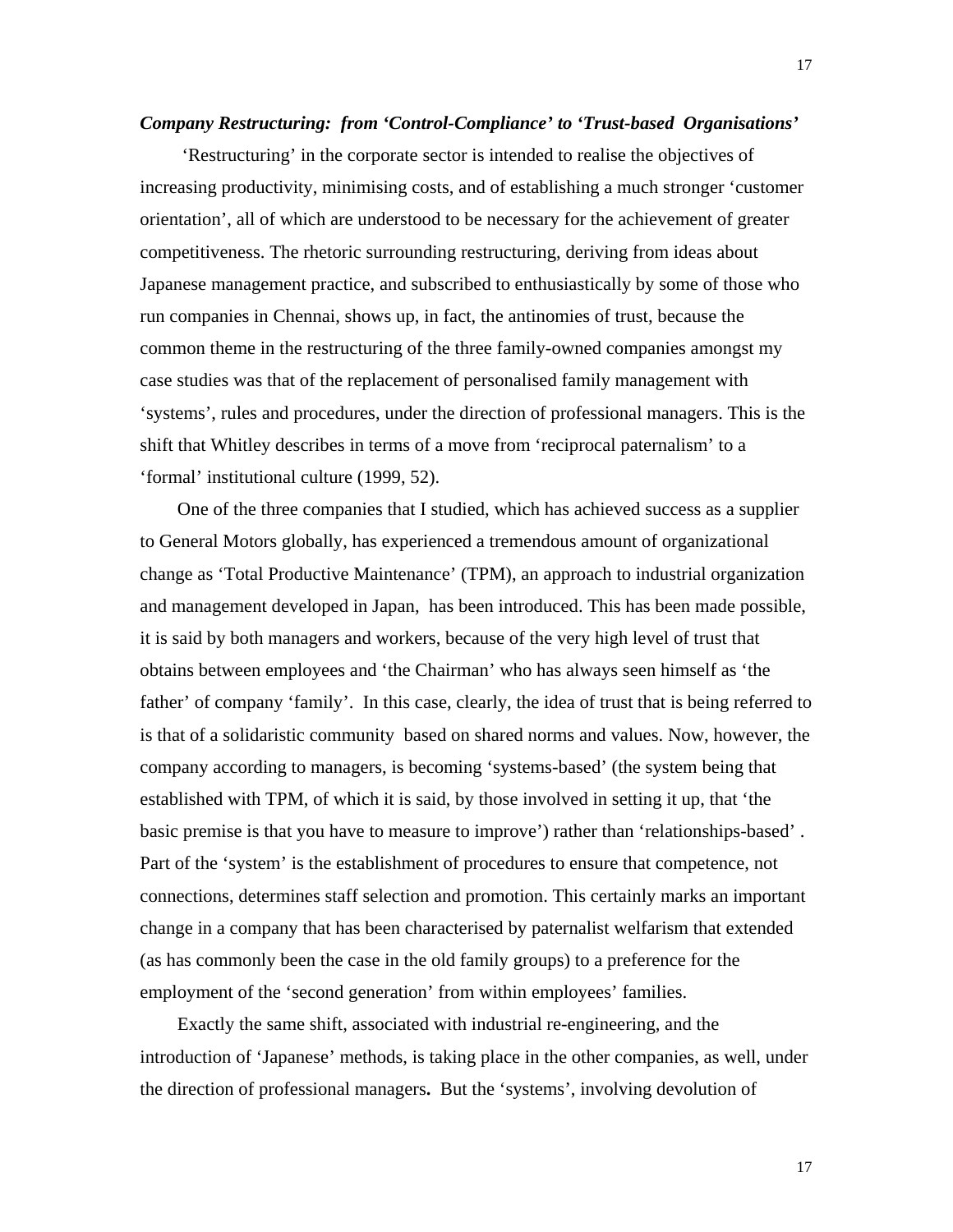***Company Restructuring: from 'Control-Compliance' to 'Trust-based Organisations'***

'Restructuring' in the corporate sector is intended to realise the objectives of increasing productivity, minimising costs, and of establishing a much stronger 'customer orientation', all of which are understood to be necessary for the achievement of greater competitiveness. The rhetoric surrounding restructuring, deriving from ideas about Japanese management practice, and subscribed to enthusiastically by some of those who run companies in Chennai, shows up, in fact, the antinomies of trust, because the common theme in the restructuring of the three family-owned companies amongst my case studies was that of the replacement of personalised family management with 'systems', rules and procedures, under the direction of professional managers. This is the shift that Whitley describes in terms of a move from 'reciprocal paternalism' to a 'formal' institutional culture (1999, 52).

One of the three companies that I studied, which has achieved success as a supplier to General Motors globally, has experienced a tremendous amount of organizational change as 'Total Productive Maintenance' (TPM), an approach to industrial organization and management developed in Japan, has been introduced. This has been made possible, it is said by both managers and workers, because of the very high level of trust that obtains between employees and 'the Chairman' who has always seen himself as 'the father' of company 'family'. In this case, clearly, the idea of trust that is being referred to is that of a solidaristic community based on shared norms and values. Now, however, the company according to managers, is becoming 'systems-based' (the system being that established with TPM, of which it is said, by those involved in setting it up, that 'the basic premise is that you have to measure to improve') rather than 'relationships-based' . Part of the 'system' is the establishment of procedures to ensure that competence, not connections, determines staff selection and promotion. This certainly marks an important change in a company that has been characterised by paternalist welfarism that extended (as has commonly been the case in the old family groups) to a preference for the employment of the 'second generation' from within employees' families.

Exactly the same shift, associated with industrial re-engineering, and the introduction of 'Japanese' methods, is taking place in the other companies, as well, under the direction of professional managers**.** But the 'systems', involving devolution of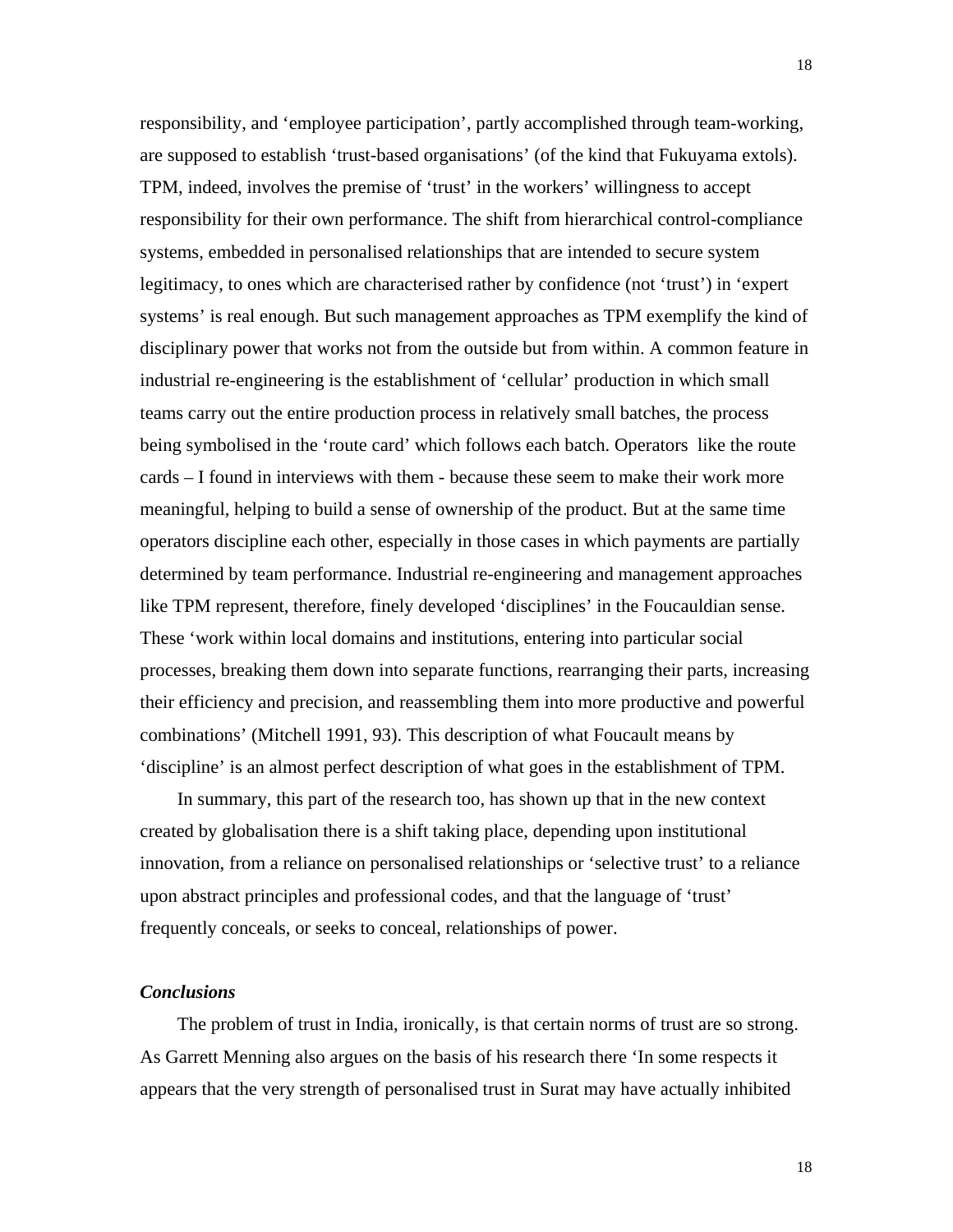responsibility, and 'employee participation', partly accomplished through team-working, are supposed to establish 'trust-based organisations' (of the kind that Fukuyama extols). TPM, indeed, involves the premise of 'trust' in the workers' willingness to accept responsibility for their own performance. The shift from hierarchical control-compliance systems, embedded in personalised relationships that are intended to secure system legitimacy, to ones which are characterised rather by confidence (not 'trust') in 'expert systems' is real enough. But such management approaches as TPM exemplify the kind of disciplinary power that works not from the outside but from within. A common feature in industrial re-engineering is the establishment of 'cellular' production in which small teams carry out the entire production process in relatively small batches, the process being symbolised in the 'route card' which follows each batch. Operators like the route cards – I found in interviews with them - because these seem to make their work more meaningful, helping to build a sense of ownership of the product. But at the same time operators discipline each other, especially in those cases in which payments are partially determined by team performance. Industrial re-engineering and management approaches like TPM represent, therefore, finely developed 'disciplines' in the Foucauldian sense. These 'work within local domains and institutions, entering into particular social processes, breaking them down into separate functions, rearranging their parts, increasing their efficiency and precision, and reassembling them into more productive and powerful combinations' (Mitchell 1991, 93). This description of what Foucault means by 'discipline' is an almost perfect description of what goes in the establishment of TPM.

In summary, this part of the research too, has shown up that in the new context created by globalisation there is a shift taking place, depending upon institutional innovation, from a reliance on personalised relationships or 'selective trust' to a reliance upon abstract principles and professional codes, and that the language of 'trust' frequently conceals, or seeks to conceal, relationships of power.

### *Conclusions*

The problem of trust in India, ironically, is that certain norms of trust are so strong. As Garrett Menning also argues on the basis of his research there 'In some respects it appears that the very strength of personalised trust in Surat may have actually inhibited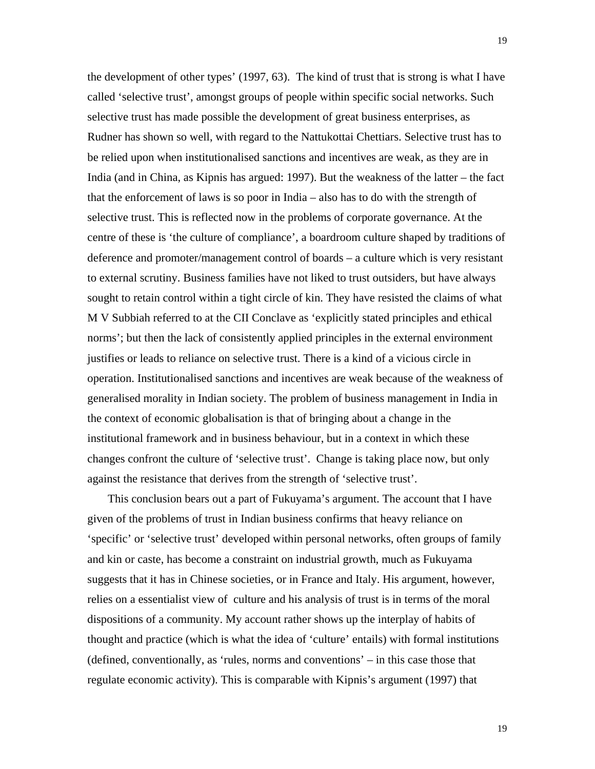the development of other types' (1997, 63). The kind of trust that is strong is what I have called 'selective trust', amongst groups of people within specific social networks. Such selective trust has made possible the development of great business enterprises, as Rudner has shown so well, with regard to the Nattukottai Chettiars. Selective trust has to be relied upon when institutionalised sanctions and incentives are weak, as they are in India (and in China, as Kipnis has argued: 1997). But the weakness of the latter – the fact that the enforcement of laws is so poor in India – also has to do with the strength of selective trust. This is reflected now in the problems of corporate governance. At the centre of these is 'the culture of compliance', a boardroom culture shaped by traditions of deference and promoter/management control of boards – a culture which is very resistant to external scrutiny. Business families have not liked to trust outsiders, but have always sought to retain control within a tight circle of kin. They have resisted the claims of what M V Subbiah referred to at the CII Conclave as 'explicitly stated principles and ethical norms'; but then the lack of consistently applied principles in the external environment justifies or leads to reliance on selective trust. There is a kind of a vicious circle in operation. Institutionalised sanctions and incentives are weak because of the weakness of generalised morality in Indian society. The problem of business management in India in the context of economic globalisation is that of bringing about a change in the institutional framework and in business behaviour, but in a context in which these changes confront the culture of 'selective trust'. Change is taking place now, but only against the resistance that derives from the strength of 'selective trust'.

This conclusion bears out a part of Fukuyama's argument. The account that I have given of the problems of trust in Indian business confirms that heavy reliance on 'specific' or 'selective trust' developed within personal networks, often groups of family and kin or caste, has become a constraint on industrial growth, much as Fukuyama suggests that it has in Chinese societies, or in France and Italy. His argument, however, relies on a essentialist view of culture and his analysis of trust is in terms of the moral dispositions of a community. My account rather shows up the interplay of habits of thought and practice (which is what the idea of 'culture' entails) with formal institutions (defined, conventionally, as 'rules, norms and conventions' – in this case those that regulate economic activity). This is comparable with Kipnis's argument (1997) that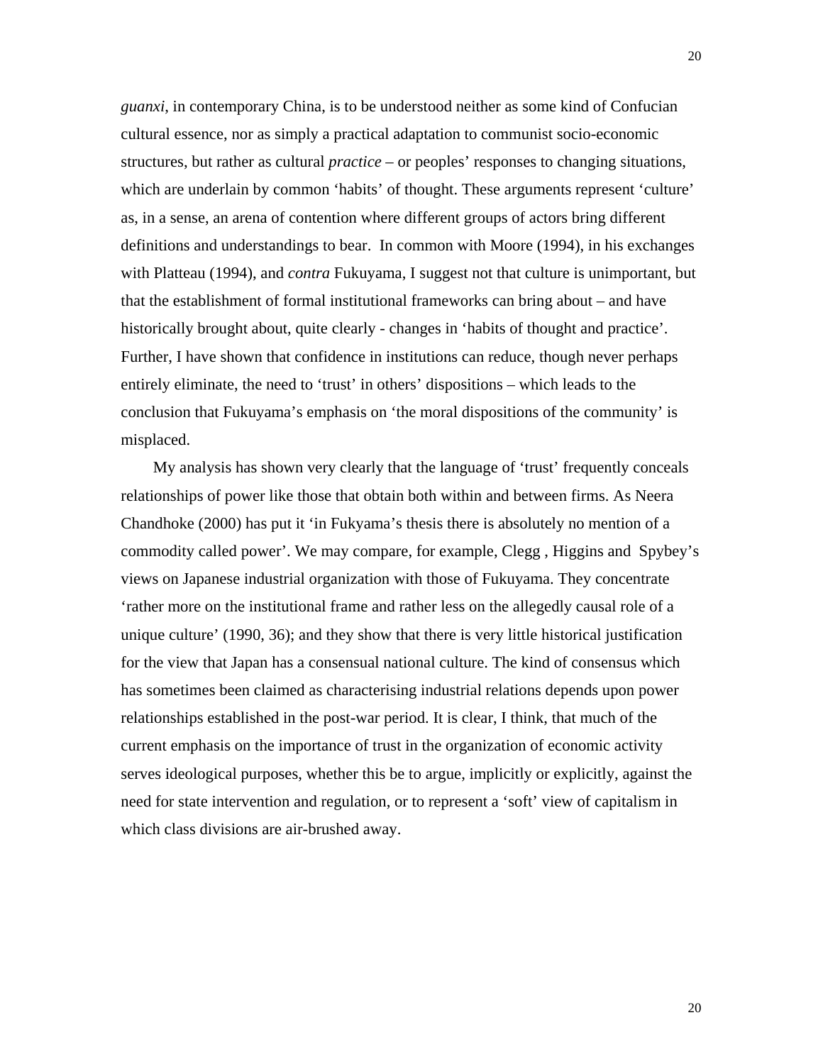*guanxi*, in contemporary China, is to be understood neither as some kind of Confucian cultural essence, nor as simply a practical adaptation to communist socio-economic structures, but rather as cultural *practice* – or peoples' responses to changing situations, which are underlain by common 'habits' of thought. These arguments represent 'culture' as, in a sense, an arena of contention where different groups of actors bring different definitions and understandings to bear. In common with Moore (1994), in his exchanges with Platteau (1994), and *contra* Fukuyama, I suggest not that culture is unimportant, but that the establishment of formal institutional frameworks can bring about – and have historically brought about, quite clearly - changes in 'habits of thought and practice'. Further, I have shown that confidence in institutions can reduce, though never perhaps entirely eliminate, the need to 'trust' in others' dispositions – which leads to the conclusion that Fukuyama's emphasis on 'the moral dispositions of the community' is misplaced.

My analysis has shown very clearly that the language of 'trust' frequently conceals relationships of power like those that obtain both within and between firms. As Neera Chandhoke (2000) has put it 'in Fukyama's thesis there is absolutely no mention of a commodity called power'. We may compare, for example, Clegg , Higgins and Spybey's views on Japanese industrial organization with those of Fukuyama. They concentrate 'rather more on the institutional frame and rather less on the allegedly causal role of a unique culture' (1990, 36); and they show that there is very little historical justification for the view that Japan has a consensual national culture. The kind of consensus which has sometimes been claimed as characterising industrial relations depends upon power relationships established in the post-war period. It is clear, I think, that much of the current emphasis on the importance of trust in the organization of economic activity serves ideological purposes, whether this be to argue, implicitly or explicitly, against the need for state intervention and regulation, or to represent a 'soft' view of capitalism in which class divisions are air-brushed away.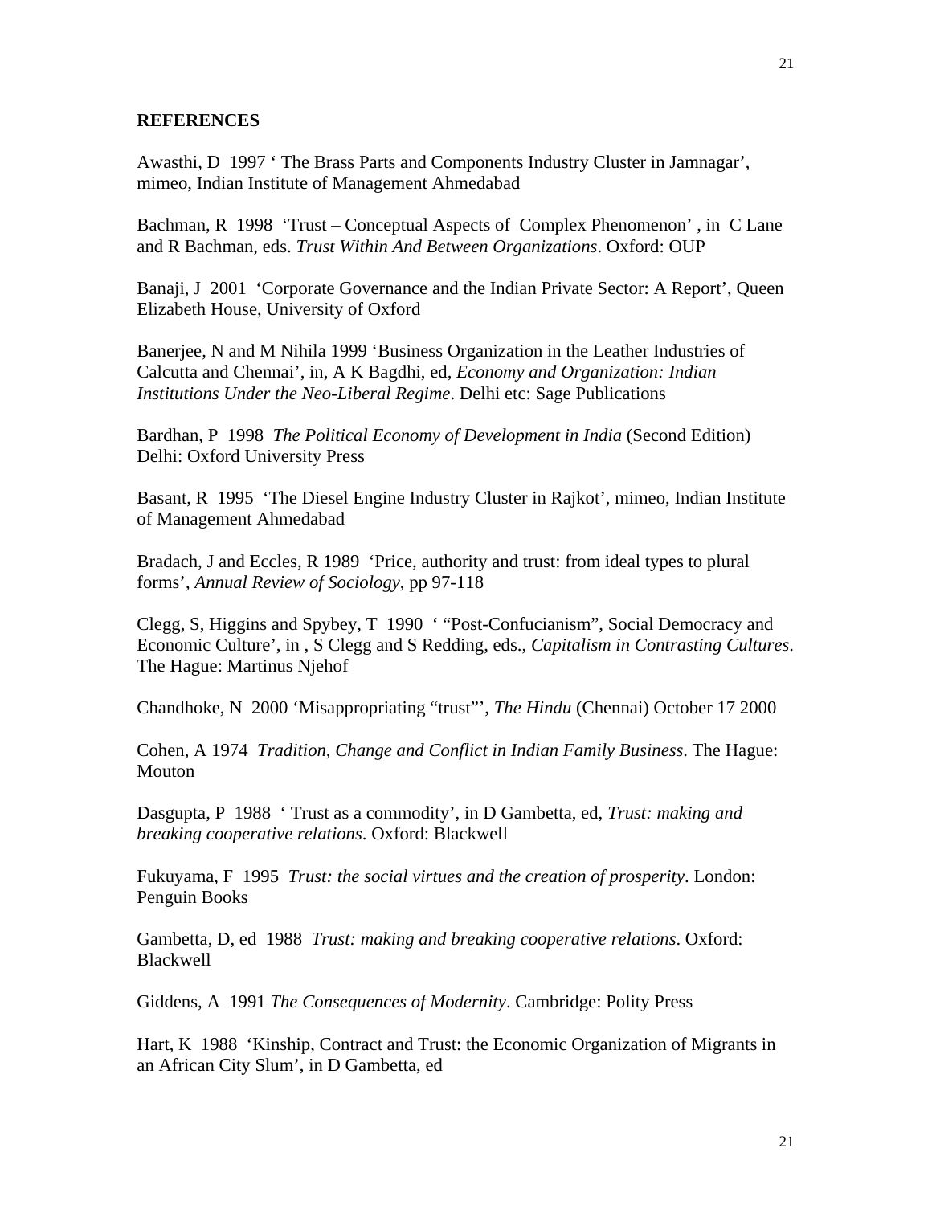**REFERENCES**

Awasthi, D 1997 ' The Brass Parts and Components Industry Cluster in Jamnagar', mimeo, Indian Institute of Management Ahmedabad

Bachman, R 1998 'Trust – Conceptual Aspects of Complex Phenomenon' , in C Lane and R Bachman, eds. *Trust Within And Between Organizations*. Oxford: OUP

Banaji, J 2001 'Corporate Governance and the Indian Private Sector: A Report', Queen Elizabeth House, University of Oxford

Banerjee, N and M Nihila 1999 'Business Organization in the Leather Industries of Calcutta and Chennai', in, A K Bagdhi, ed, *Economy and Organization: Indian Institutions Under the Neo-Liberal Regime*. Delhi etc: Sage Publications

Bardhan, P 1998 *The Political Economy of Development in India* (Second Edition) Delhi: Oxford University Press

Basant, R 1995 'The Diesel Engine Industry Cluster in Rajkot', mimeo, Indian Institute of Management Ahmedabad

Bradach, J and Eccles, R 1989 'Price, authority and trust: from ideal types to plural forms', *Annual Review of Sociology*, pp 97-118

Clegg, S, Higgins and Spybey, T 1990 ' "Post-Confucianism", Social Democracy and Economic Culture', in , S Clegg and S Redding, eds., *Capitalism in Contrasting Cultures*. The Hague: Martinus Njehof

Chandhoke, N 2000 'Misappropriating "trust"', *The Hindu* (Chennai) October 17 2000

Cohen, A 1974 *Tradition, Change and Conflict in Indian Family Business*. The Hague: Mouton

Dasgupta, P 1988 ' Trust as a commodity', in D Gambetta, ed, *Trust: making and breaking cooperative relations*. Oxford: Blackwell

Fukuyama, F 1995 *Trust: the social virtues and the creation of prosperity*. London: Penguin Books

Gambetta, D, ed 1988 *Trust: making and breaking cooperative relations*. Oxford: Blackwell

Giddens, A 1991 *The Consequences of Modernity*. Cambridge: Polity Press

Hart, K 1988 'Kinship, Contract and Trust: the Economic Organization of Migrants in an African City Slum', in D Gambetta, ed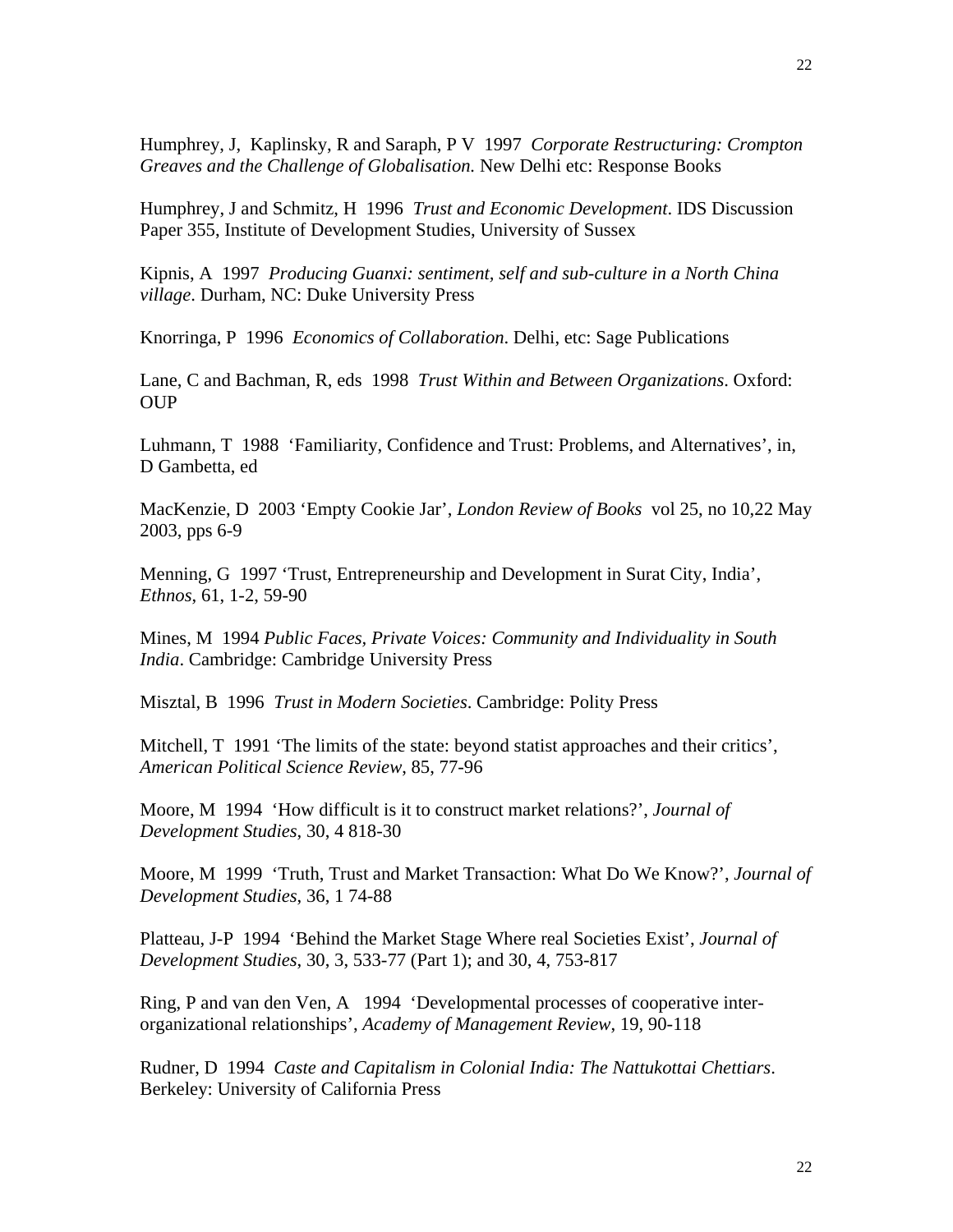Humphrey, J, Kaplinsky, R and Saraph, P V 1997 *Corporate Restructuring: Crompton Greaves and the Challenge of Globalisation.* New Delhi etc: Response Books

Humphrey, J and Schmitz, H 1996 *Trust and Economic Development*. IDS Discussion Paper 355, Institute of Development Studies, University of Sussex

Kipnis, A 1997 *Producing Guanxi: sentiment, self and sub-culture in a North China village*. Durham, NC: Duke University Press

Knorringa, P 1996 *Economics of Collaboration*. Delhi, etc: Sage Publications

Lane, C and Bachman, R, eds 1998 *Trust Within and Between Organizations*. Oxford: OUP

Luhmann, T 1988 'Familiarity, Confidence and Trust: Problems, and Alternatives', in, D Gambetta, ed

MacKenzie, D 2003 'Empty Cookie Jar', *London Review of Books* vol 25, no 10,22 May 2003, pps 6-9

Menning, G 1997 'Trust, Entrepreneurship and Development in Surat City, India', *Ethnos*, 61, 1-2, 59-90

Mines, M 1994 *Public Faces, Private Voices: Community and Individuality in South India*. Cambridge: Cambridge University Press

Misztal, B 1996 *Trust in Modern Societies*. Cambridge: Polity Press

Mitchell, T 1991 'The limits of the state: beyond statist approaches and their critics', *American Political Science Review*, 85, 77-96

Moore, M 1994 'How difficult is it to construct market relations?', *Journal of Development Studies*, 30, 4 818-30

Moore, M 1999 'Truth, Trust and Market Transaction: What Do We Know?', *Journal of Development Studies*, 36, 1 74-88

Platteau, J-P 1994 'Behind the Market Stage Where real Societies Exist', *Journal of Development Studies*, 30, 3, 533-77 (Part 1); and 30, 4, 753-817

Ring, P and van den Ven, A 1994 'Developmental processes of cooperative inter-organizational relationships', *Academy of Management Review*, 19, 90-118

Rudner, D 1994 *Caste and Capitalism in Colonial India: The Nattukottai Chettiars*. Berkeley: University of California Press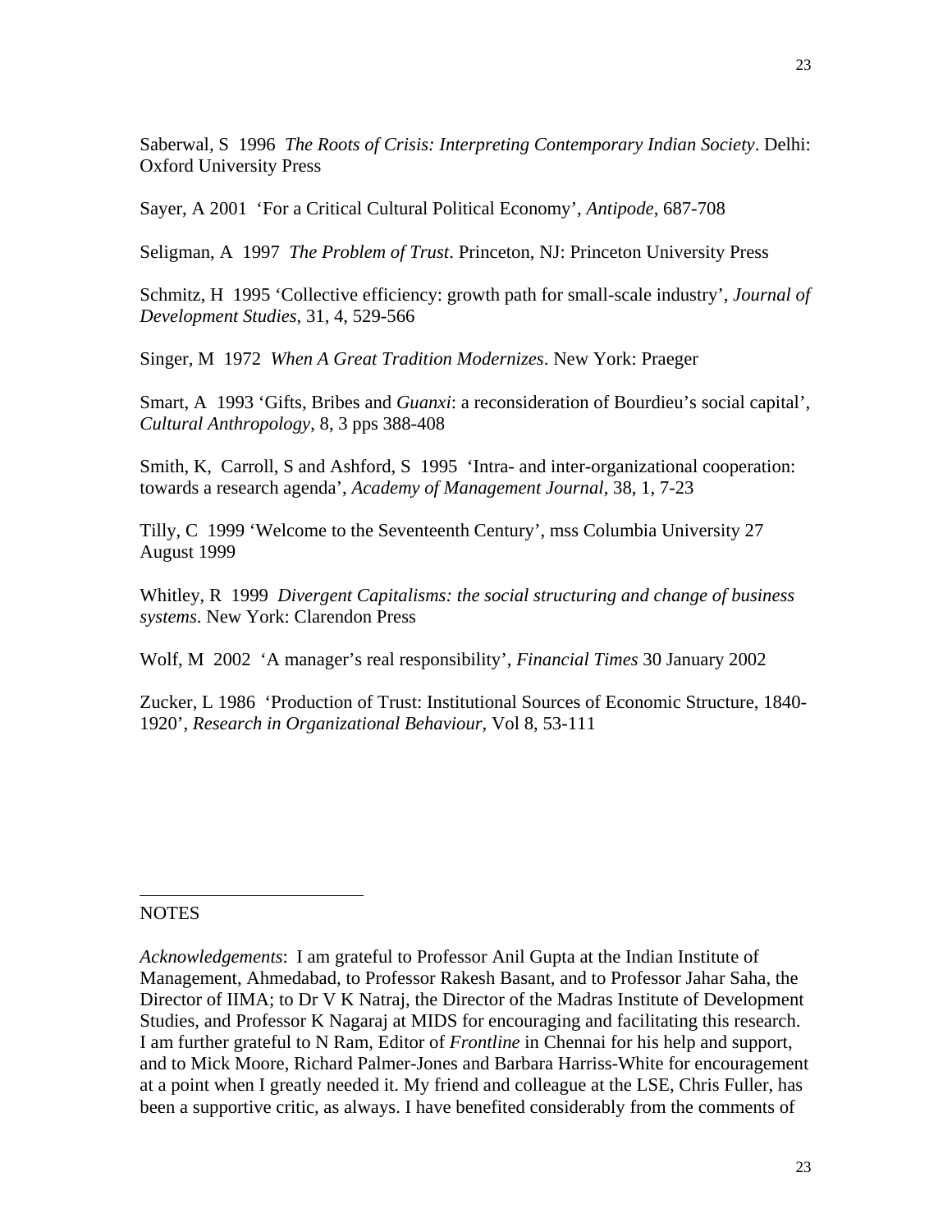Saberwal, S 1996 *The Roots of Crisis: Interpreting Contemporary Indian Society*. Delhi: Oxford University Press

Sayer, A 2001 'For a Critical Cultural Political Economy', *Antipode*, 687-708

Seligman, A 1997 *The Problem of Trust*. Princeton, NJ: Princeton University Press

Schmitz, H 1995 'Collective efficiency: growth path for small-scale industry', *Journal of Development Studies*, 31, 4, 529-566

Singer, M 1972 *When A Great Tradition Modernizes*. New York: Praeger

Smart, A 1993 'Gifts, Bribes and *Guanxi*: a reconsideration of Bourdieu's social capital', *Cultural Anthropology*, 8, 3 pps 388-408

Smith, K, Carroll, S and Ashford, S 1995 'Intra- and inter-organizational cooperation: towards a research agenda', *Academy of Management Journal*, 38, 1, 7-23

Tilly, C 1999 'Welcome to the Seventeenth Century', mss Columbia University 27 August 1999

Whitley, R 1999 *Divergent Capitalisms: the social structuring and change of business systems*. New York: Clarendon Press

Wolf, M 2002 'A manager's real responsibility', *Financial Times* 30 January 2002

Zucker, L 1986 'Production of Trust: Institutional Sources of Economic Structure, 1840-1920', *Research in Organizational Behaviour*, Vol 8, 53-111

---

NOTES

*Acknowledgements*: I am grateful to Professor Anil Gupta at the Indian Institute of Management, Ahmedabad, to Professor Rakesh Basant, and to Professor Jahar Saha, the Director of IIMA; to Dr V K Natraj, the Director of the Madras Institute of Development Studies, and Professor K Nagaraj at MIDS for encouraging and facilitating this research. I am further grateful to N Ram, Editor of *Frontline* in Chennai for his help and support, and to Mick Moore, Richard Palmer-Jones and Barbara Harriss-White for encouragement at a point when I greatly needed it. My friend and colleague at the LSE, Chris Fuller, has been a supportive critic, as always. I have benefited considerably from the comments of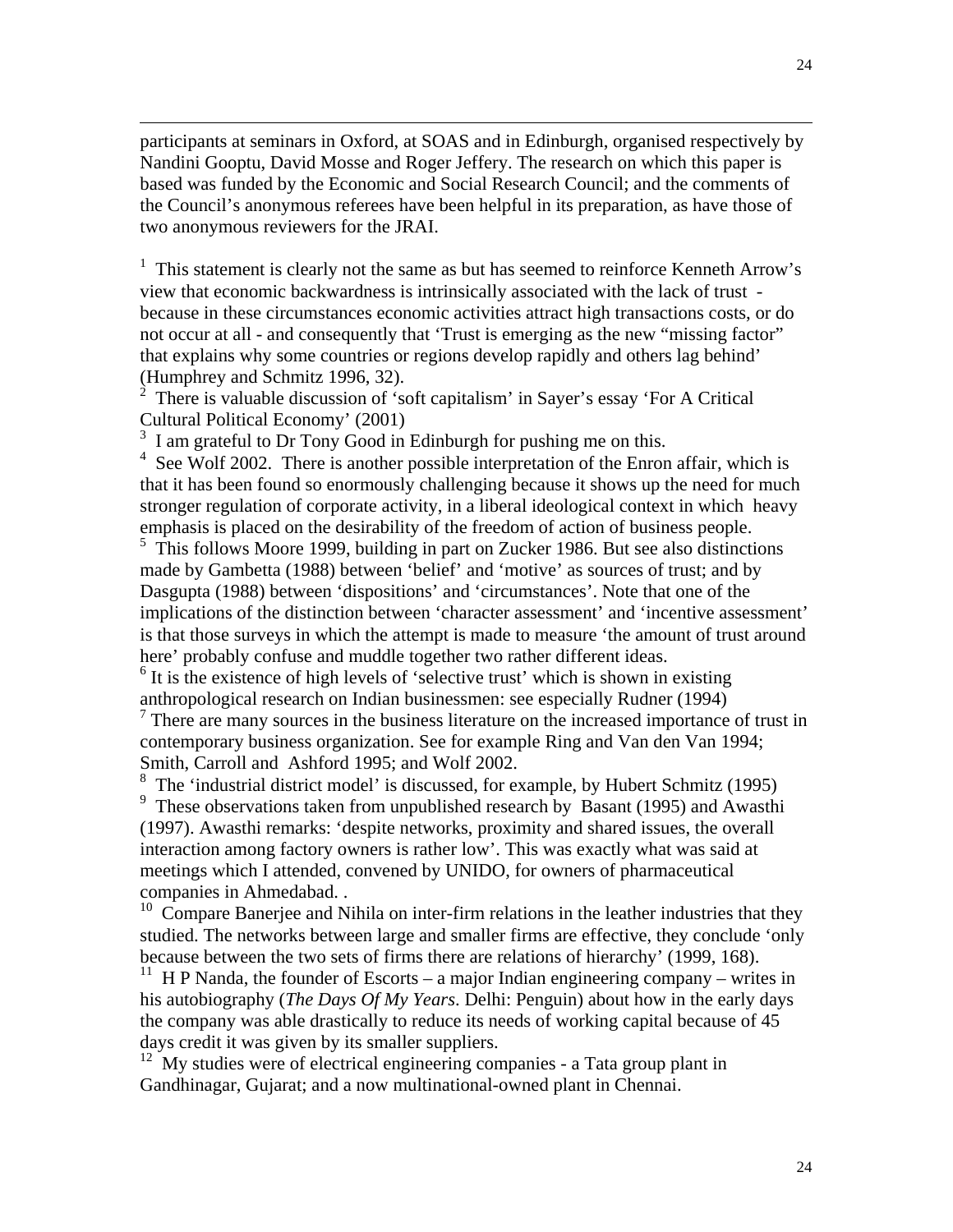participants at seminars in Oxford, at SOAS and in Edinburgh, organised respectively by Nandini Gooptu, David Mosse and Roger Jeffery. The research on which this paper is based was funded by the Economic and Social Research Council; and the comments of the Council's anonymous referees have been helpful in its preparation, as have those of two anonymous reviewers for the JRAI.

[1] This statement is clearly not the same as but has seemed to reinforce Kenneth Arrow's view that economic backwardness is intrinsically associated with the lack of trust - because in these circumstances economic activities attract high transactions costs, or do not occur at all - and consequently that 'Trust is emerging as the new "missing factor" that explains why some countries or regions develop rapidly and others lag behind' (Humphrey and Schmitz 1996, 32).

[2] There is valuable discussion of 'soft capitalism' in Sayer's essay 'For A Critical Cultural Political Economy' (2001)

[3] I am grateful to Dr Tony Good in Edinburgh for pushing me on this.

[4] See Wolf 2002. There is another possible interpretation of the Enron affair, which is that it has been found so enormously challenging because it shows up the need for much stronger regulation of corporate activity, in a liberal ideological context in which heavy emphasis is placed on the desirability of the freedom of action of business people.

[5] This follows Moore 1999, building in part on Zucker 1986. But see also distinctions made by Gambetta (1988) between 'belief' and 'motive' as sources of trust; and by Dasgupta (1988) between 'dispositions' and 'circumstances'. Note that one of the implications of the distinction between 'character assessment' and 'incentive assessment' is that those surveys in which the attempt is made to measure 'the amount of trust around here' probably confuse and muddle together two rather different ideas.

[6] It is the existence of high levels of 'selective trust' which is shown in existing anthropological research on Indian businessmen: see especially Rudner (1994)

[7] There are many sources in the business literature on the increased importance of trust in contemporary business organization. See for example Ring and Van den Van 1994; Smith, Carroll and Ashford 1995; and Wolf 2002.

[8] The 'industrial district model' is discussed, for example, by Hubert Schmitz (1995)

[9] These observations taken from unpublished research by Basant (1995) and Awasthi (1997). Awasthi remarks: 'despite networks, proximity and shared issues, the overall interaction among factory owners is rather low'. This was exactly what was said at meetings which I attended, convened by UNIDO, for owners of pharmaceutical companies in Ahmedabad. .

[10] Compare Banerjee and Nihila on inter-firm relations in the leather industries that they studied. The networks between large and smaller firms are effective, they conclude 'only because between the two sets of firms there are relations of hierarchy' (1999, 168).

[11] H P Nanda, the founder of Escorts – a major Indian engineering company – writes in his autobiography (*The Days Of My Years*. Delhi: Penguin) about how in the early days the company was able drastically to reduce its needs of working capital because of 45 days credit it was given by its smaller suppliers.

[12] My studies were of electrical engineering companies - a Tata group plant in Gandhinagar, Gujarat; and a now multinational-owned plant in Chennai.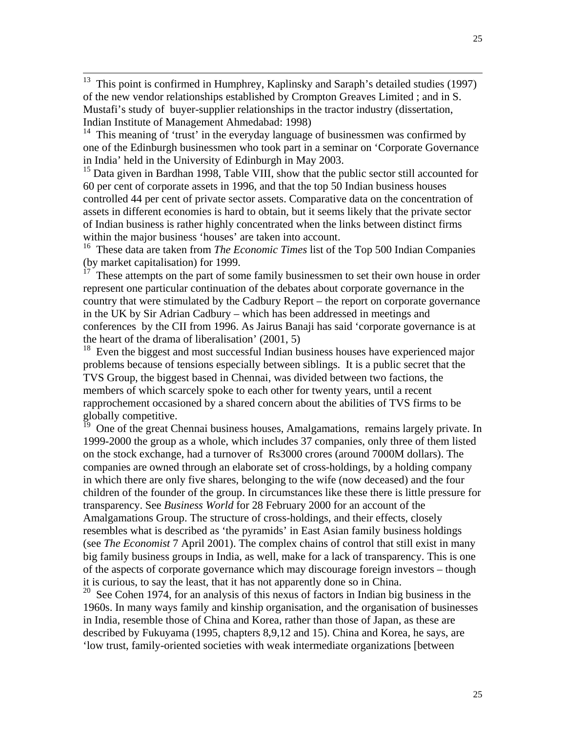[13] This point is confirmed in Humphrey, Kaplinsky and Saraph's detailed studies (1997) of the new vendor relationships established by Crompton Greaves Limited ; and in S. Mustafi's study of buyer-supplier relationships in the tractor industry (dissertation, Indian Institute of Management Ahmedabad: 1998)

[14] This meaning of 'trust' in the everyday language of businessmen was confirmed by one of the Edinburgh businessmen who took part in a seminar on 'Corporate Governance in India' held in the University of Edinburgh in May 2003.

[15] Data given in Bardhan 1998, Table VIII, show that the public sector still accounted for 60 per cent of corporate assets in 1996, and that the top 50 Indian business houses controlled 44 per cent of private sector assets. Comparative data on the concentration of assets in different economies is hard to obtain, but it seems likely that the private sector of Indian business is rather highly concentrated when the links between distinct firms within the major business 'houses' are taken into account.

[16] These data are taken from *The Economic Times* list of the Top 500 Indian Companies (by market capitalisation) for 1999.

[17] These attempts on the part of some family businessmen to set their own house in order represent one particular continuation of the debates about corporate governance in the country that were stimulated by the Cadbury Report – the report on corporate governance in the UK by Sir Adrian Cadbury – which has been addressed in meetings and conferences by the CII from 1996. As Jairus Banaji has said 'corporate governance is at the heart of the drama of liberalisation' (2001, 5)

[18] Even the biggest and most successful Indian business houses have experienced major problems because of tensions especially between siblings. It is a public secret that the TVS Group, the biggest based in Chennai, was divided between two factions, the members of which scarcely spoke to each other for twenty years, until a recent rapprochement occasioned by a shared concern about the abilities of TVS firms to be globally competitive.

[19] One of the great Chennai business houses, Amalgamations, remains largely private. In 1999-2000 the group as a whole, which includes 37 companies, only three of them listed on the stock exchange, had a turnover of Rs3000 crores (around 7000M dollars). The companies are owned through an elaborate set of cross-holdings, by a holding company in which there are only five shares, belonging to the wife (now deceased) and the four children of the founder of the group. In circumstances like these there is little pressure for transparency. See *Business World* for 28 February 2000 for an account of the Amalgamations Group. The structure of cross-holdings, and their effects, closely resembles what is described as 'the pyramids' in East Asian family business holdings (see *The Economist* 7 April 2001). The complex chains of control that still exist in many big family business groups in India, as well, make for a lack of transparency. This is one of the aspects of corporate governance which may discourage foreign investors – though it is curious, to say the least, that it has not apparently done so in China.

[20] See Cohen 1974, for an analysis of this nexus of factors in Indian big business in the 1960s. In many ways family and kinship organisation, and the organisation of businesses in India, resemble those of China and Korea, rather than those of Japan, as these are described by Fukuyama (1995, chapters 8,9,12 and 15). China and Korea, he says, are 'low trust, family-oriented societies with weak intermediate organizations [between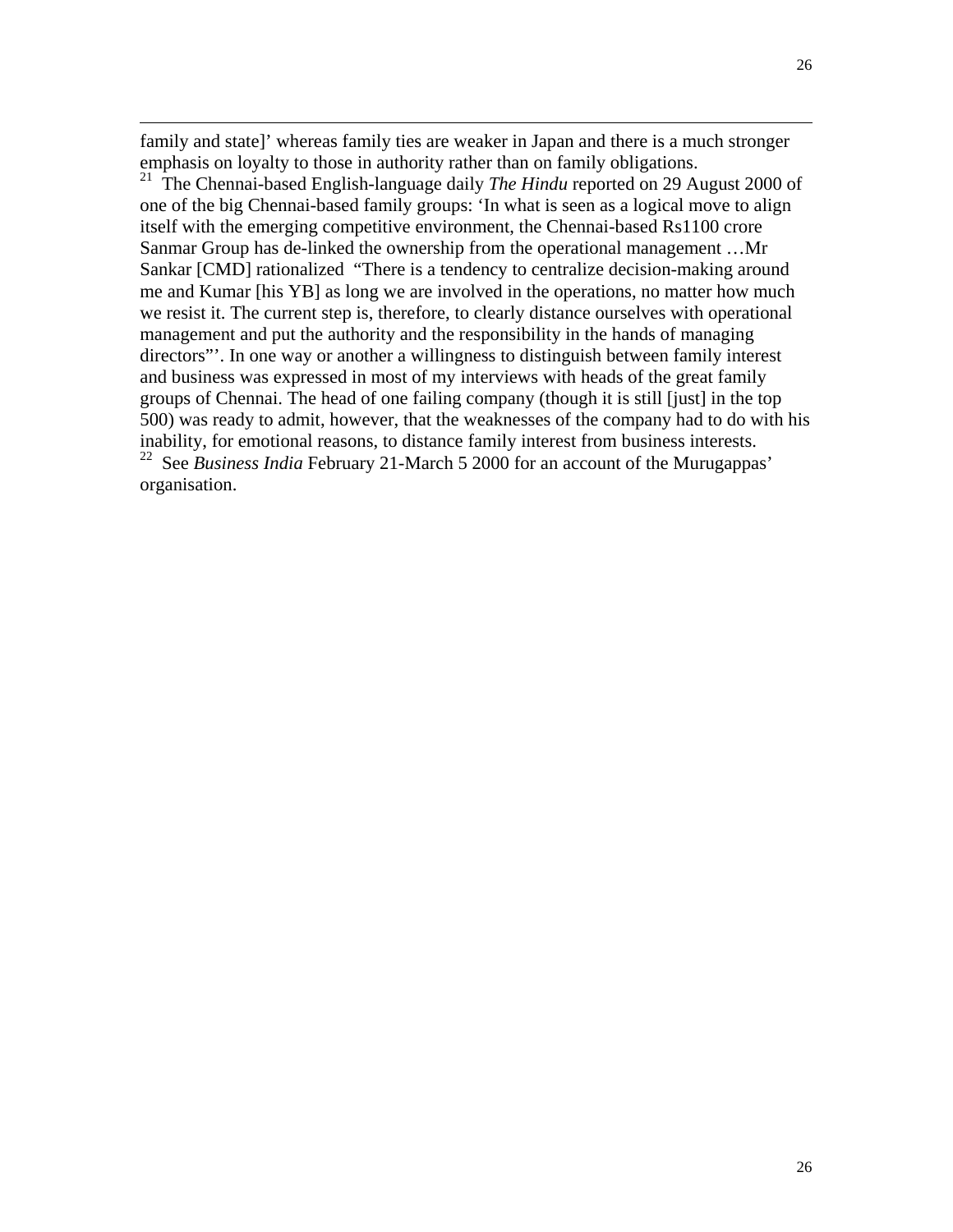family and state]' whereas family ties are weaker in Japan and there is a much stronger emphasis on loyalty to those in authority rather than on family obligations.

[21] The Chennai-based English-language daily *The Hindu* reported on 29 August 2000 of one of the big Chennai-based family groups: 'In what is seen as a logical move to align itself with the emerging competitive environment, the Chennai-based Rs1100 crore Sanmar Group has de-linked the ownership from the operational management …Mr Sankar [CMD] rationalized "There is a tendency to centralize decision-making around me and Kumar [his YB] as long we are involved in the operations, no matter how much we resist it. The current step is, therefore, to clearly distance ourselves with operational management and put the authority and the responsibility in the hands of managing directors"'. In one way or another a willingness to distinguish between family interest and business was expressed in most of my interviews with heads of the great family groups of Chennai. The head of one failing company (though it is still [just] in the top 500) was ready to admit, however, that the weaknesses of the company had to do with his inability, for emotional reasons, to distance family interest from business interests.

[22] See *Business India* February 21-March 5 2000 for an account of the Murugappas' organisation.